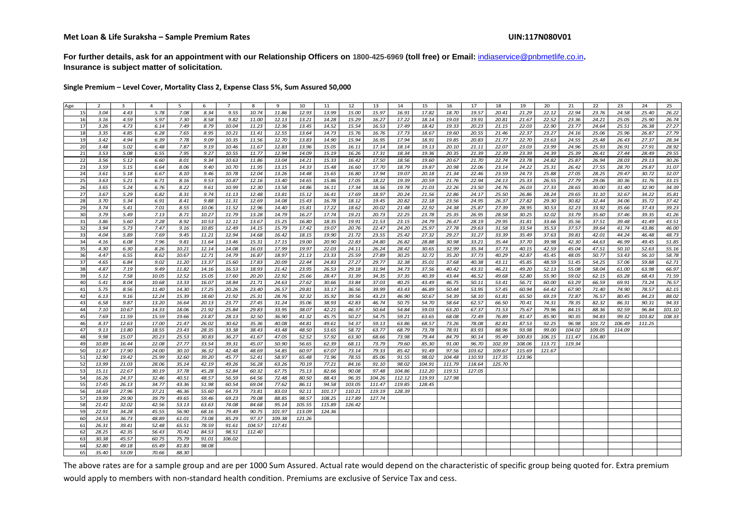**Met Loan & Life Suraksha – Sample Premium Rates** UIN:117N080V01

**For further details, ask for an appointment with our Relationship Officers on 1800-425-6969 (toll free) or Email: indiaservice@pnbmetlife.co.in. Insurance is subject matter of solicitation.**

**Single Premium – Level Cover, Mortality Class 2, Expense Class 5%, Sum Assured 50,000**

| Age | 2 | 3 | 4 | 5 | 6 | 7 | 8 | 9 | 10 | 11 | 12 | 13 | 14 | 15 | 16 | 17 | 18 | 19 | 20 | 21 | 22 | 23 | 24 | 25 |
|---|---|---|---|---|---|---|---|---|---|---|---|---|---|---|---|---|---|---|---|---|---|---|---|---|
| 15 | 3.04 | 4.43 | 5.78 | 7.08 | 8.34 | 9.55 | 10.74 | 11.86 | 12.93 | 13.99 | 15.00 | 15.97 | 16.91 | 17.82 | 18.70 | 19.57 | 20.41 | 21.29 | 22.12 | 22.94 | 23.76 | 24.58 | 25.40 | 26.22 |
| 16 | 3.16 | 4.59 | 5.97 | 7.30 | 8.58 | 9.82 | 11.00 | 12.13 | 13.21 | 14.28 | 15.29 | 16.27 | 17.22 | 18.14 | 19.03 | 19.91 | 20.81 | 21.67 | 22.52 | 23.36 | 24.21 | 25.05 | 25.90 | 26.74 |
| 17 | 3.26 | 4.73 | 6.14 | 7.49 | 8.79 | 10.04 | 11.23 | 12.36 | 13.45 | 14.52 | 15.54 | 16.53 | 17.49 | 18.42 | 19.33 | 20.23 | 21.15 | 22.03 | 22.90 | 23.77 | 24.64 | 25.51 | 26.38 | 27.27 |
| 18 | 3.35 | 4.85 | 6.28 | 7.65 | 8.95 | 10.21 | 11.41 | 12.55 | 13.64 | 14.73 | 15.76 | 16.76 | 17.73 | 18.67 | 19.60 | 20.55 | 21.46 | 22.37 | 23.27 | 24.16 | 25.06 | 25.96 | 26.87 | 27.79 |
| 19 | 3.42 | 4.94 | 6.39 | 7.78 | 9.09 | 10.35 | 11.56 | 12.70 | 13.83 | 14.90 | 15.94 | 16.95 | 17.94 | 18.91 | 19.85 | 20.83 | 21.77 | 22.70 | 23.63 | 24.55 | 25.48 | 26.43 | 27.37 | 28.34 |
| 20 | 3.48 | 5.02 | 6.48 | 7.87 | 9.19 | 10.46 | 11.67 | 12.83 | 13.96 | 15.05 | 16.11 | 17.14 | 18.14 | 19.13 | 20.10 | 21.11 | 22.07 | 23.03 | 23.99 | 24.96 | 25.93 | 26.91 | 27.91 | 28.92 |
| 21 | 3.53 | 5.08 | 6.55 | 7.95 | 9.27 | 10.55 | 11.77 | 12.94 | 14.09 | 15.19 | 16.26 | 17.31 | 18.34 | 19.36 | 20.35 | 21.39 | 22.39 | 23.39 | 24.39 | 25.39 | 26.41 | 27.44 | 28.49 | 29.55 |
| 22 | 3.56 | 5.12 | 6.60 | 8.01 | 9.34 | 10.63 | 11.86 | 13.04 | 14.21 | 15.33 | 16.42 | 17.50 | 18.56 | 19.60 | 20.67 | 21.70 | 22.74 | 23.78 | 24.82 | 25.87 | 26.94 | 28.03 | 29.13 | 30.26 |
| 23 | 3.59 | 5.15 | 6.64 | 8.06 | 9.40 | 10.70 | 11.95 | 13.15 | 14.33 | 15.48 | 16.60 | 17.70 | 18.79 | 19.87 | 20.98 | 22.06 | 23.14 | 24.22 | 25.31 | 26.42 | 27.55 | 28.70 | 29.87 | 31.07 |
| 24 | 3.61 | 5.18 | 6.67 | 8.10 | 9.46 | 10.78 | 12.04 | 13.26 | 14.48 | 15.65 | 16.80 | 17.94 | 19.07 | 20.18 | 21.34 | 22.46 | 23.59 | 24.73 | 25.88 | 27.05 | 28.25 | 29.47 | 30.72 | 32.07 |
| 25 | 3.63 | 5.21 | 6.71 | 8.16 | 9.53 | 10.87 | 12.16 | 13.40 | 14.65 | 15.86 | 17.05 | 18.22 | 19.39 | 20.59 | 21.76 | 22.94 | 24.13 | 25.33 | 26.55 | 27.79 | 29.06 | 30.36 | 31.76 | 33.15 |
| 26 | 3.65 | 5.24 | 6.76 | 8.22 | 9.61 | 10.99 | 12.30 | 13.58 | 14.86 | 16.11 | 17.34 | 18.56 | 19.78 | 21.03 | 22.26 | 23.50 | 24.76 | 26.03 | 27.33 | 28.65 | 30.00 | 31.40 | 32.90 | 34.39 |
| 27 | 3.67 | 5.29 | 6.82 | 8.31 | 9.74 | 11.13 | 12.48 | 13.81 | 15.12 | 16.41 | 17.69 | 18.97 | 20.24 | 21.56 | 22.86 | 24.17 | 25.50 | 26.86 | 28.24 | 29.65 | 31.10 | 32.67 | 34.22 | 35.81 |
| 28 | 3.70 | 5.34 | 6.91 | 8.41 | 9.88 | 11.31 | 12.69 | 14.08 | 15.43 | 16.78 | 18.12 | 19.45 | 20.82 | 22.18 | 23.56 | 24.95 | 26.37 | 27.82 | 29.30 | 30.82 | 32.44 | 34.06 | 35.72 | 37.42 |
| 29 | 3.74 | 5.41 | 7.01 | 8.55 | 10.06 | 11.52 | 12.96 | 14.40 | 15.81 | 17.22 | 18.62 | 20.02 | 21.48 | 22.92 | 24.38 | 25.87 | 27.39 | 28.95 | 30.53 | 32.23 | 33.92 | 35.66 | 37.43 | 39.23 |
| 30 | 3.79 | 5.49 | 7.13 | 8.71 | 10.27 | 11.79 | 13.28 | 14.79 | 16.27 | 17.74 | 19.21 | 20.73 | 22.25 | 23.78 | 25.35 | 26.95 | 28.58 | 30.25 | 32.02 | 33.79 | 35.60 | 37.46 | 39.35 | 41.26 |
| 31 | 3.86 | 5.60 | 7.28 | 8.92 | 10.53 | 12.11 | 13.67 | 15.25 | 16.80 | 18.35 | 19.91 | 21.53 | 23.15 | 24.79 | 26.47 | 28.19 | 29.95 | 31.81 | 33.66 | 35.56 | 37.51 | 39.48 | 41.49 | 43.51 |
| 32 | 3.94 | 5.73 | 7.47 | 9.16 | 10.85 | 12.49 | 14.15 | 15.79 | 17.42 | 19.07 | 20.76 | 22.47 | 24.20 | 25.97 | 27.78 | 29.63 | 31.58 | 33.54 | 35.53 | 37.57 | 39.64 | 41.74 | 43.86 | 46.00 |
| 33 | 4.04 | 5.89 | 7.69 | 9.45 | 11.21 | 12.94 | 14.68 | 16.42 | 18.15 | 19.90 | 21.72 | 23.55 | 25.42 | 27.32 | 29.27 | 31.27 | 33.39 | 35.49 | 37.63 | 39.81 | 42.01 | 44.24 | 46.48 | 48.73 |
| 34 | 4.16 | 6.08 | 7.96 | 9.81 | 11.64 | 13.46 | 15.31 | 17.15 | 19.00 | 20.90 | 22.83 | 24.80 | 26.82 | 28.88 | 30.98 | 33.21 | 35.44 | 37.70 | 39.98 | 42.30 | 44.63 | 46.99 | 49.45 | 51.85 |
| 35 | 4.30 | 6.30 | 8.26 | 10.21 | 12.14 | 14.08 | 16.03 | 17.99 | 19.97 | 22.03 | 24.11 | 26.24 | 28.42 | 30.65 | 32.99 | 35.34 | 37.73 | 40.15 | 42.59 | 45.04 | 47.51 | 50.10 | 52.63 | 55.16 |
| 36 | 4.47 | 6.55 | 8.62 | 10.67 | 12.71 | 14.79 | 16.87 | 18.97 | 21.13 | 23.33 | 25.59 | 27.89 | 30.25 | 32.72 | 35.20 | 37.73 | 40.29 | 42.87 | 45.45 | 48.05 | 50.77 | 53.43 | 56.10 | 58.78 |
| 37 | 4.65 | 6.84 | 9.02 | 11.20 | 13.37 | 15.60 | 17.83 | 20.09 | 22.44 | 24.83 | 27.27 | 29.77 | 32.38 | 35.01 | 37.68 | 40.38 | 43.11 | 45.85 | 48.59 | 51.45 | 54.25 | 57.06 | 59.88 | 62.71 |
| 38 | 4.87 | 7.19 | 9.49 | 11.82 | 14.16 | 16.53 | 18.93 | 21.42 | 23.95 | 26.53 | 29.18 | 31.94 | 34.73 | 37.56 | 40.42 | 43.31 | 46.21 | 49.20 | 52.13 | 55.08 | 58.04 | 61.00 | 63.98 | 66.97 |
| 39 | 5.12 | 7.58 | 10.05 | 12.52 | 15.05 | 17.60 | 20.20 | 22.92 | 25.66 | 28.47 | 31.39 | 34.35 | 37.35 | 40.39 | 43.44 | 46.52 | 49.68 | 52.80 | 55.90 | 59.02 | 62.15 | 65.28 | 68.43 | 71.59 |
| 40 | 5.41 | 8.04 | 10.68 | 13.33 | 16.07 | 18.84 | 21.71 | 24.63 | 27.62 | 30.66 | 33.84 | 37.03 | 40.25 | 43.49 | 46.75 | 50.11 | 53.41 | 56.71 | 60.00 | 63.29 | 66.59 | 69.91 | 73.24 | 76.57 |
| 41 | 5.75 | 8.56 | 11.40 | 14.30 | 17.25 | 20.26 | 23.40 | 26.57 | 29.81 | 33.17 | 36.56 | 39.99 | 43.43 | 46.89 | 50.44 | 53.95 | 57.45 | 60.94 | 64.42 | 67.90 | 71.40 | 74.90 | 78.57 | 82.15 |
| 42 | 6.13 | 9.16 | 12.24 | 15.39 | 18.60 | 21.92 | 25.31 | 28.76 | 32.32 | 35.92 | 39.56 | 43.23 | 46.90 | 50.67 | 54.39 | 58.10 | 61.81 | 65.50 | 69.19 | 72.87 | 76.57 | 80.45 | 84.23 | 88.02 |
| 43 | 6.58 | 9.87 | 13.20 | 16.64 | 20.13 | 23.77 | 27.45 | 31.24 | 35.06 | 38.93 | 42.83 | 46.74 | 50.75 | 54.70 | 58.64 | 62.57 | 66.50 | 70.41 | 74.31 | 78.35 | 82.32 | 86.31 | 90.31 | 94.33 |
| 44 | 7.10 | 10.67 | 14.33 | 18.06 | 21.92 | 25.84 | 29.83 | 33.95 | 38.07 | 42.21 | 46.37 | 50.64 | 54.84 | 59.03 | 63.20 | 67.37 | 71.53 | 75.67 | 79.96 | 84.15 | 88.36 | 92.59 | 96.84 | 101.10 |
| 45 | 7.69 | 11.59 | 15.59 | 19.66 | 23.87 | 28.13 | 32.50 | 36.90 | 41.32 | 45.75 | 50.27 | 54.75 | 59.21 | 63.65 | 68.08 | 72.49 | 76.89 | 81.47 | 85.90 | 90.35 | 94.83 | 99.32 | 103.82 | 108.33 |
| 46 | 8.37 | 12.63 | 17.00 | 21.47 | 26.02 | 30.62 | 35.36 | 40.08 | 44.81 | 49.61 | 54.37 | 59.13 | 63.86 | 68.57 | 73.26 | 78.08 | 82.81 | 87.53 | 92.25 | 96.98 | 101.72 | 106.49 | 111.25 | |
| 47 | 9.13 | 13.80 | 18.55 | 23.43 | 28.35 | 33.38 | 38.43 | 43.48 | 48.50 | 53.65 | 58.72 | 63.77 | 68.79 | 73.78 | 78.91 | 83.93 | 88.96 | 93.98 | 99.00 | 104.02 | 109.05 | 114.09 | | |
| 48 | 9.98 | 15.07 | 20.23 | 25.53 | 30.83 | 36.27 | 41.67 | 47.05 | 52.52 | 57.92 | 63.30 | 68.66 | 73.98 | 79.44 | 84.79 | 90.14 | 95.49 | 100.83 | 106.15 | 111.47 | 116.80 | | | |
| 49 | 10.89 | 16.44 | 22.08 | 27.77 | 33.54 | 39.31 | 45.07 | 50.90 | 56.65 | 62.39 | 68.11 | 73.79 | 79.60 | 85.30 | 91.00 | 96.70 | 102.39 | 108.06 | 113.71 | 119.34 | | | | |
| 50 | 11.87 | 17.90 | 24.00 | 30.10 | 36.32 | 42.48 | 48.69 | 54.85 | 60.97 | 67.07 | 73.14 | 79.33 | 85.42 | 91.49 | 97.56 | 103.62 | 109.67 | 115.69 | 121.67 | | | | | |
| 51 | 12.90 | 19.42 | 25.99 | 32.60 | 39.20 | 45.77 | 52.41 | 58.97 | 65.48 | 71.96 | 78.55 | 85.06 | 91.55 | 98.02 | 104.48 | 110.93 | 117.35 | 123.96 | | | | | | |
| 52 | 13.99 | 21.03 | 28.06 | 35.14 | 42.19 | 49.26 | 56.28 | 63.26 | 70.19 | 77.21 | 84.16 | 91.10 | 98.02 | 104.91 | 111.79 | 118.64 | 125.70 | | | | | | | |
| 53 | 15.11 | 22.67 | 30.19 | 37.78 | 45.28 | 52.84 | 60.32 | 67.75 | 75.13 | 82.66 | 90.08 | 97.48 | 104.86 | 112.20 | 119.51 | 127.05 | | | | | | | | |
| 54 | 16.26 | 24.37 | 32.46 | 40.51 | 48.57 | 56.59 | 64.56 | 72.48 | 80.50 | 88.43 | 96.35 | 104.26 | 112.12 | 119.93 | 127.98 | | | | | | | | | |
| 55 | 17.45 | 26.13 | 34.77 | 43.36 | 51.98 | 60.54 | 69.04 | 77.62 | 86.11 | 94.58 | 103.05 | 111.47 | 119.85 | 128.45 | | | | | | | | | | |
| 56 | 18.69 | 27.96 | 37.21 | 46.36 | 55.60 | 64.73 | 73.81 | 83.03 | 92.11 | 101.17 | 110.21 | 119.19 | 128.39 | | | | | | | | | | | |
| 57 | 19.99 | 29.90 | 39.79 | 49.65 | 59.46 | 69.23 | 79.08 | 88.85 | 98.57 | 108.25 | 117.89 | 127.74 | | | | | | | | | | | | |
| 58 | 21.41 | 32.02 | 42.56 | 53.13 | 63.63 | 74.08 | 84.68 | 95.14 | 105.55 | 115.89 | 126.42 | | | | | | | | | | | | | |
| 59 | 22.91 | 34.28 | 45.55 | 56.90 | 68.16 | 79.49 | 90.75 | 101.97 | 113.09 | 124.36 | | | | | | | | | | | | | | |
| 60 | 24.53 | 36.73 | 48.89 | 61.01 | 73.08 | 85.29 | 97.37 | 109.38 | 121.26 | | | | | | | | | | | | | | | |
| 61 | 26.31 | 39.41 | 52.48 | 65.51 | 78.59 | 91.61 | 104.57 | 117.41 | | | | | | | | | | | | | | | | |
| 62 | 28.25 | 42.35 | 56.43 | 70.42 | 84.53 | 98.51 | 112.40 | | | | | | | | | | | | | | | | | |
| 63 | 30.38 | 45.57 | 60.75 | 75.79 | 91.01 | 106.02 | | | | | | | | | | | | | | | | | | |
| 64 | 32.80 | 49.18 | 65.49 | 81.83 | 98.08 | | | | | | | | | | | | | | | | | | | |
| 65 | 35.40 | 53.09 | 70.66 | 88.30 | | | | | | | | | | | | | | | | | | | | |

The above rates are for a sample group and are per 1000 Sum Assured. Actual rate would depend on the characteristic of specific group being quoted for. Extra premium would apply to members with non-standard health condition. Premiums are exclusive of Service Tax and cess.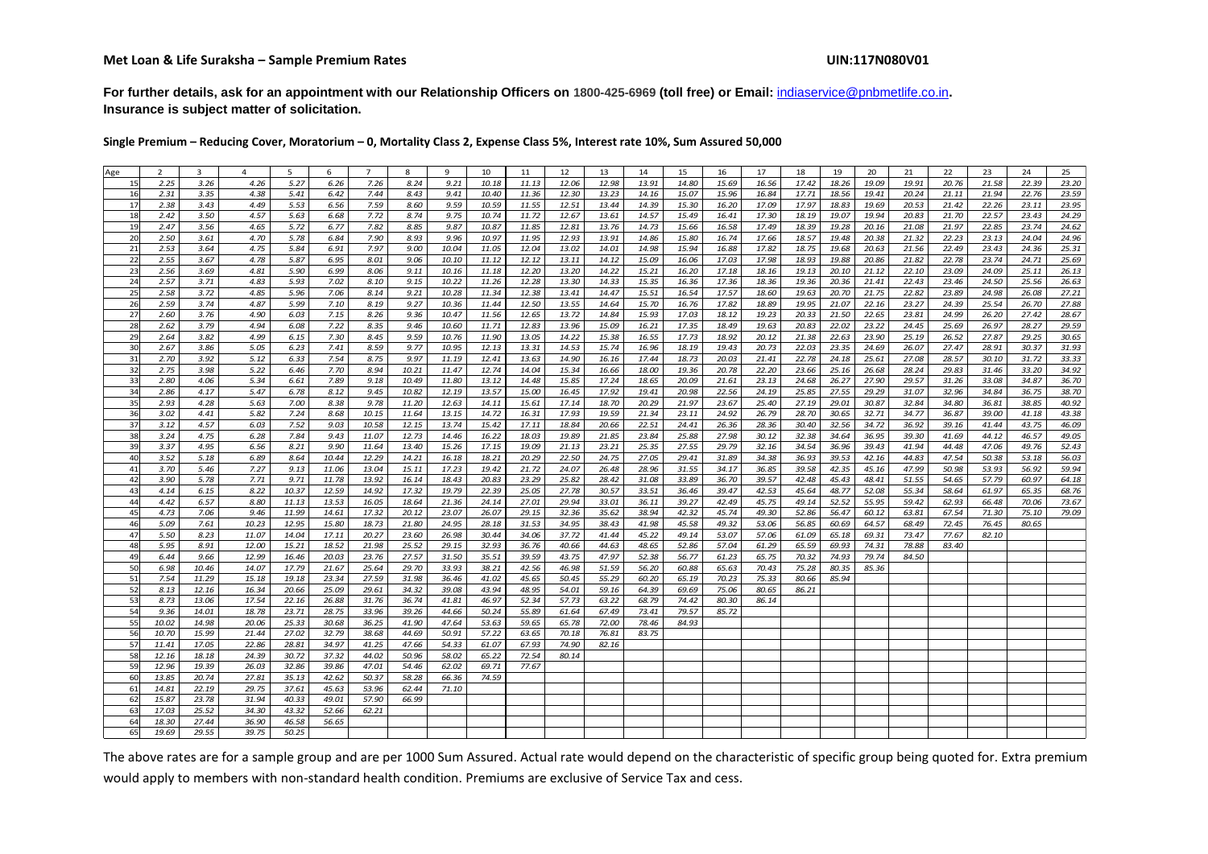**Met Loan & Life Suraksha – Sample Premium Rates** **UIN:117N080V01**

**For further details, ask for an appointment with our Relationship Officers on 1800-425-6969 (toll free) or Email:** indiaservice@pnbmetlife.co.in**.**
**Insurance is subject matter of solicitation.**

**Single Premium – Reducing Cover, Moratorium – 0, Mortality Class 2, Expense Class 5%, Interest rate 10%, Sum Assured 50,000**

| Age | 2 | 3 | 4 | 5 | 6 | 7 | 8 | 9 | 10 | 11 | 12 | 13 | 14 | 15 | 16 | 17 | 18 | 19 | 20 | 21 | 22 | 23 | 24 | 25 |
|---|---|---|---|---|---|---|---|---|---|---|---|---|---|---|---|---|---|---|---|---|---|---|---|---|
| 15 | 2.25 | 3.26 | 4.26 | 5.27 | 6.26 | 7.26 | 8.24 | 9.21 | 10.18 | 11.13 | 12.06 | 12.98 | 13.91 | 14.80 | 15.69 | 16.56 | 17.42 | 18.26 | 19.09 | 19.91 | 20.76 | 21.58 | 22.39 | 23.20 |
| 16 | 2.31 | 3.35 | 4.38 | 5.41 | 6.42 | 7.44 | 8.43 | 9.41 | 10.40 | 11.36 | 12.30 | 13.23 | 14.16 | 15.07 | 15.96 | 16.84 | 17.71 | 18.56 | 19.41 | 20.24 | 21.11 | 21.94 | 22.76 | 23.59 |
| 17 | 2.38 | 3.43 | 4.49 | 5.53 | 6.56 | 7.59 | 8.60 | 9.59 | 10.59 | 11.55 | 12.51 | 13.44 | 14.39 | 15.30 | 16.20 | 17.09 | 17.97 | 18.83 | 19.69 | 20.53 | 21.42 | 22.26 | 23.11 | 23.95 |
| 18 | 2.42 | 3.50 | 4.57 | 5.63 | 6.68 | 7.72 | 8.74 | 9.75 | 10.74 | 11.72 | 12.67 | 13.61 | 14.57 | 15.49 | 16.41 | 17.30 | 18.19 | 19.07 | 19.94 | 20.83 | 21.70 | 22.57 | 23.43 | 24.29 |
| 19 | 2.47 | 3.56 | 4.65 | 5.72 | 6.77 | 7.82 | 8.85 | 9.87 | 10.87 | 11.85 | 12.81 | 13.76 | 14.73 | 15.66 | 16.58 | 17.49 | 18.39 | 19.28 | 20.16 | 21.08 | 21.97 | 22.85 | 23.74 | 24.62 |
| 20 | 2.50 | 3.61 | 4.70 | 5.78 | 6.84 | 7.90 | 8.93 | 9.96 | 10.97 | 11.95 | 12.93 | 13.91 | 14.86 | 15.80 | 16.74 | 17.66 | 18.57 | 19.48 | 20.38 | 21.32 | 22.23 | 23.13 | 24.04 | 24.96 |
| 21 | 2.53 | 3.64 | 4.75 | 5.84 | 6.91 | 7.97 | 9.00 | 10.04 | 11.05 | 12.04 | 13.02 | 14.01 | 14.98 | 15.94 | 16.88 | 17.82 | 18.75 | 19.68 | 20.63 | 21.56 | 22.49 | 23.43 | 24.36 | 25.31 |
| 22 | 2.55 | 3.67 | 4.78 | 5.87 | 6.95 | 8.01 | 9.06 | 10.10 | 11.12 | 12.12 | 13.11 | 14.12 | 15.09 | 16.06 | 17.03 | 17.98 | 18.93 | 19.88 | 20.86 | 21.82 | 22.78 | 23.74 | 24.71 | 25.69 |
| 23 | 2.56 | 3.69 | 4.81 | 5.90 | 6.99 | 8.06 | 9.11 | 10.16 | 11.18 | 12.20 | 13.20 | 14.22 | 15.21 | 16.20 | 17.18 | 18.16 | 19.13 | 20.10 | 21.12 | 22.10 | 23.09 | 24.09 | 25.11 | 26.13 |
| 24 | 2.57 | 3.71 | 4.83 | 5.93 | 7.02 | 8.10 | 9.15 | 10.22 | 11.26 | 12.28 | 13.30 | 14.33 | 15.35 | 16.36 | 17.36 | 18.36 | 19.36 | 20.36 | 21.41 | 22.43 | 23.46 | 24.50 | 25.56 | 26.63 |
| 25 | 2.58 | 3.72 | 4.85 | 5.96 | 7.06 | 8.14 | 9.21 | 10.28 | 11.34 | 12.38 | 13.41 | 14.47 | 15.51 | 16.54 | 17.57 | 18.60 | 19.63 | 20.70 | 21.75 | 22.82 | 23.89 | 24.98 | 26.08 | 27.21 |
| 26 | 2.59 | 3.74 | 4.87 | 5.99 | 7.10 | 8.19 | 9.27 | 10.36 | 11.44 | 12.50 | 13.55 | 14.64 | 15.70 | 16.76 | 17.82 | 18.89 | 19.95 | 21.07 | 22.16 | 23.27 | 24.39 | 25.54 | 26.70 | 27.88 |
| 27 | 2.60 | 3.76 | 4.90 | 6.03 | 7.15 | 8.26 | 9.36 | 10.47 | 11.56 | 12.65 | 13.72 | 14.84 | 15.93 | 17.03 | 18.12 | 19.23 | 20.33 | 21.50 | 22.65 | 23.81 | 24.99 | 26.20 | 27.42 | 28.67 |
| 28 | 2.62 | 3.79 | 4.94 | 6.08 | 7.22 | 8.35 | 9.46 | 10.60 | 11.71 | 12.83 | 13.96 | 15.09 | 16.21 | 17.35 | 18.49 | 19.63 | 20.83 | 22.02 | 23.22 | 24.45 | 25.69 | 26.97 | 28.27 | 29.59 |
| 29 | 2.64 | 3.82 | 4.99 | 6.15 | 7.30 | 8.45 | 9.59 | 10.76 | 11.90 | 13.05 | 14.22 | 15.38 | 16.55 | 17.73 | 18.92 | 20.12 | 21.38 | 22.63 | 23.90 | 25.19 | 26.52 | 27.87 | 29.25 | 30.65 |
| 30 | 2.67 | 3.86 | 5.05 | 6.23 | 7.41 | 8.59 | 9.77 | 10.95 | 12.13 | 13.31 | 14.53 | 15.74 | 16.96 | 18.19 | 19.43 | 20.73 | 22.03 | 23.35 | 24.69 | 26.07 | 27.47 | 28.91 | 30.37 | 31.93 |
| 31 | 2.70 | 3.92 | 5.12 | 6.33 | 7.54 | 8.75 | 9.97 | 11.19 | 12.41 | 13.63 | 14.90 | 16.16 | 17.44 | 18.73 | 20.03 | 21.41 | 22.78 | 24.18 | 25.61 | 27.08 | 28.57 | 30.10 | 31.72 | 33.33 |
| 32 | 2.75 | 3.98 | 5.22 | 6.46 | 7.70 | 8.94 | 10.21 | 11.47 | 12.74 | 14.04 | 15.34 | 16.66 | 18.00 | 19.36 | 20.78 | 22.20 | 23.66 | 25.16 | 26.68 | 28.24 | 29.83 | 31.46 | 33.20 | 34.92 |
| 33 | 2.80 | 4.06 | 5.34 | 6.61 | 7.89 | 9.18 | 10.49 | 11.80 | 13.12 | 14.48 | 15.85 | 17.24 | 18.65 | 20.09 | 21.61 | 23.13 | 24.68 | 26.27 | 27.90 | 29.57 | 31.26 | 33.08 | 34.87 | 36.70 |
| 34 | 2.86 | 4.17 | 5.47 | 6.78 | 8.12 | 9.45 | 10.82 | 12.19 | 13.57 | 15.00 | 16.45 | 17.92 | 19.41 | 20.98 | 22.56 | 24.19 | 25.85 | 27.55 | 29.29 | 31.07 | 32.96 | 34.84 | 36.75 | 38.70 |
| 35 | 2.93 | 4.28 | 5.63 | 7.00 | 8.38 | 9.78 | 11.20 | 12.63 | 14.11 | 15.61 | 17.14 | 18.70 | 20.29 | 21.97 | 23.67 | 25.40 | 27.19 | 29.01 | 30.87 | 32.84 | 34.80 | 36.81 | 38.85 | 40.92 |
| 36 | 3.02 | 4.41 | 5.82 | 7.24 | 8.68 | 10.15 | 11.64 | 13.15 | 14.72 | 16.31 | 17.93 | 19.59 | 21.34 | 23.11 | 24.92 | 26.79 | 28.70 | 30.65 | 32.71 | 34.77 | 36.87 | 39.00 | 41.18 | 43.38 |
| 37 | 3.12 | 4.57 | 6.03 | 7.52 | 9.03 | 10.58 | 12.15 | 13.74 | 15.42 | 17.11 | 18.84 | 20.66 | 22.51 | 24.41 | 26.36 | 28.36 | 30.40 | 32.56 | 34.72 | 36.92 | 39.16 | 41.44 | 43.75 | 46.09 |
| 38 | 3.24 | 4.75 | 6.28 | 7.84 | 9.43 | 11.07 | 12.73 | 14.46 | 16.22 | 18.03 | 19.89 | 21.85 | 23.84 | 25.88 | 27.98 | 30.12 | 32.38 | 34.64 | 36.95 | 39.30 | 41.69 | 44.12 | 46.57 | 49.05 |
| 39 | 3.37 | 4.95 | 6.56 | 8.21 | 9.90 | 11.64 | 13.40 | 15.26 | 17.15 | 19.09 | 21.13 | 23.21 | 25.35 | 27.55 | 29.79 | 32.16 | 34.54 | 36.96 | 39.43 | 41.94 | 44.48 | 47.06 | 49.76 | 52.43 |
| 40 | 3.52 | 5.18 | 6.89 | 8.64 | 10.44 | 12.29 | 14.21 | 16.18 | 18.21 | 20.29 | 22.50 | 24.75 | 27.05 | 29.41 | 31.89 | 34.38 | 36.93 | 39.53 | 42.16 | 44.83 | 47.54 | 50.38 | 53.18 | 56.03 |
| 41 | 3.70 | 5.46 | 7.27 | 9.13 | 11.06 | 13.04 | 15.11 | 17.23 | 19.42 | 21.72 | 24.07 | 26.48 | 28.96 | 31.55 | 34.17 | 36.85 | 39.58 | 42.35 | 45.16 | 47.99 | 50.98 | 53.93 | 56.92 | 59.94 |
| 42 | 3.90 | 5.78 | 7.71 | 9.71 | 11.78 | 13.92 | 16.14 | 18.43 | 20.83 | 23.29 | 25.82 | 28.42 | 31.08 | 33.89 | 36.70 | 39.57 | 42.48 | 45.43 | 48.41 | 51.55 | 54.65 | 57.79 | 60.97 | 64.18 |
| 43 | 4.14 | 6.15 | 8.22 | 10.37 | 12.59 | 14.92 | 17.32 | 19.79 | 22.39 | 25.05 | 27.78 | 30.57 | 33.51 | 36.46 | 39.47 | 42.53 | 45.64 | 48.77 | 52.08 | 55.34 | 58.64 | 61.97 | 65.35 | 68.76 |
| 44 | 4.42 | 6.57 | 8.80 | 11.13 | 13.53 | 16.05 | 18.64 | 21.36 | 24.14 | 27.01 | 29.94 | 33.01 | 36.11 | 39.27 | 42.49 | 45.75 | 49.14 | 52.52 | 55.95 | 59.42 | 62.93 | 66.48 | 70.06 | 73.67 |
| 45 | 4.73 | 7.06 | 9.46 | 11.99 | 14.61 | 17.32 | 20.12 | 23.07 | 26.07 | 29.15 | 32.36 | 35.62 | 38.94 | 42.32 | 45.74 | 49.30 | 52.86 | 56.47 | 60.12 | 63.81 | 67.54 | 71.30 | 75.10 | 79.09 |
| 46 | 5.09 | 7.61 | 10.23 | 12.95 | 15.80 | 18.73 | 21.80 | 24.95 | 28.18 | 31.53 | 34.95 | 38.43 | 41.98 | 45.58 | 49.32 | 53.06 | 56.85 | 60.69 | 64.57 | 68.49 | 72.45 | 76.45 | 80.65 | |
| 47 | 5.50 | 8.23 | 11.07 | 14.04 | 17.11 | 20.27 | 23.60 | 26.98 | 30.44 | 34.06 | 37.72 | 41.44 | 45.22 | 49.14 | 53.07 | 57.06 | 61.09 | 65.18 | 69.31 | 73.47 | 77.67 | 82.10 | | |
| 48 | 5.95 | 8.91 | 12.00 | 15.21 | 18.52 | 21.98 | 25.52 | 29.15 | 32.93 | 36.76 | 40.66 | 44.63 | 48.65 | 52.86 | 57.04 | 61.29 | 65.59 | 69.93 | 74.31 | 78.88 | 83.40 | | | |
| 49 | 6.44 | 9.66 | 12.99 | 16.46 | 20.03 | 23.76 | 27.57 | 31.50 | 35.51 | 39.59 | 43.75 | 47.97 | 52.38 | 56.77 | 61.23 | 65.75 | 70.32 | 74.93 | 79.74 | 84.50 | | | | |
| 50 | 6.98 | 10.46 | 14.07 | 17.79 | 21.67 | 25.64 | 29.70 | 33.93 | 38.21 | 42.56 | 46.98 | 51.59 | 56.20 | 60.88 | 65.63 | 70.43 | 75.28 | 80.35 | 85.36 | | | | | |
| 51 | 7.54 | 11.29 | 15.18 | 19.18 | 23.34 | 27.59 | 31.98 | 36.46 | 41.02 | 45.65 | 50.45 | 55.29 | 60.20 | 65.19 | 70.23 | 75.33 | 80.66 | 85.94 | | | | | | |
| 52 | 8.13 | 12.16 | 16.34 | 20.66 | 25.09 | 29.61 | 34.32 | 39.08 | 43.94 | 48.95 | 54.01 | 59.16 | 64.39 | 69.69 | 75.06 | 80.65 | 86.21 | | | | | | | |
| 53 | 8.73 | 13.06 | 17.54 | 22.16 | 26.88 | 31.76 | 36.74 | 41.81 | 46.97 | 52.34 | 57.73 | 63.22 | 68.79 | 74.42 | 80.30 | 86.14 | | | | | | | | |
| 54 | 9.36 | 14.01 | 18.78 | 23.71 | 28.75 | 33.96 | 39.26 | 44.66 | 50.24 | 55.89 | 61.64 | 67.49 | 73.41 | 79.57 | 85.72 | | | | | | | | | |
| 55 | 10.02 | 14.98 | 20.06 | 25.33 | 30.68 | 36.25 | 41.90 | 47.64 | 53.63 | 59.65 | 65.78 | 72.00 | 78.46 | 84.93 | | | | | | | | | | |
| 56 | 10.70 | 15.99 | 21.44 | 27.02 | 32.79 | 38.68 | 44.69 | 50.91 | 57.22 | 63.65 | 70.18 | 76.81 | 83.75 | | | | | | | | | | | |
| 57 | 11.41 | 17.05 | 22.86 | 28.81 | 34.97 | 41.25 | 47.66 | 54.33 | 61.07 | 67.93 | 74.90 | 82.16 | | | | | | | | | | | | |
| 58 | 12.16 | 18.18 | 24.39 | 30.72 | 37.32 | 44.02 | 50.96 | 58.02 | 65.22 | 72.54 | 80.14 | | | | | | | | | | | | | |
| 59 | 12.96 | 19.39 | 26.03 | 32.86 | 39.86 | 47.01 | 54.46 | 62.02 | 69.71 | 77.67 | | | | | | | | | | | | | | |
| 60 | 13.85 | 20.74 | 27.81 | 35.13 | 42.62 | 50.37 | 58.28 | 66.36 | 74.59 | | | | | | | | | | | | | | | |
| 61 | 14.81 | 22.19 | 29.75 | 37.61 | 45.63 | 53.96 | 62.44 | 71.10 | | | | | | | | | | | | | | | | |
| 62 | 15.87 | 23.78 | 31.94 | 40.33 | 49.01 | 57.90 | 66.99 | | | | | | | | | | | | | | | | | |
| 63 | 17.03 | 25.52 | 34.30 | 43.32 | 52.66 | 62.21 | | | | | | | | | | | | | | | | | | |
| 64 | 18.30 | 27.44 | 36.90 | 46.58 | 56.65 | | | | | | | | | | | | | | | | | | | |
| 65 | 19.69 | 29.55 | 39.75 | 50.25 | | | | | | | | | | | | | | | | | | | | |

The above rates are for a sample group and are per 1000 Sum Assured. Actual rate would depend on the characteristic of specific group being quoted for. Extra premium would apply to members with non-standard health condition. Premiums are exclusive of Service Tax and cess.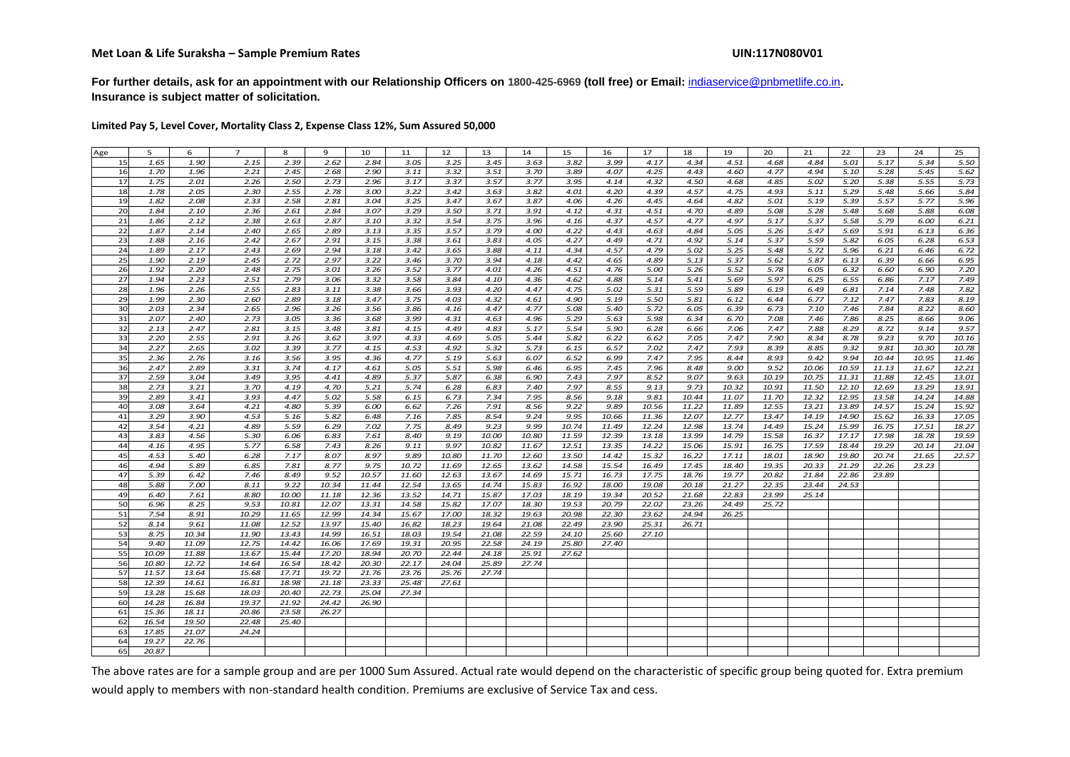**Met Loan & Life Suraksha – Sample Premium Rates** **UIN:117N080V01**

**For further details, ask for an appointment with our Relationship Officers on 1800-425-6969 (toll free) or Email: indiaservice@pnbmetlife.co.in.**
**Insurance is subject matter of solicitation.**

**Limited Pay 5, Level Cover, Mortality Class 2, Expense Class 12%, Sum Assured 50,000**

| Age | 5 | 6 | 7 | 8 | 9 | 10 | 11 | 12 | 13 | 14 | 15 | 16 | 17 | 18 | 19 | 20 | 21 | 22 | 23 | 24 | 25 |
|---|---|---|---|---|---|---|---|---|---|---|---|---|---|---|---|---|---|---|---|---|---|
| 15 | 1.65 | 1.90 | 2.15 | 2.39 | 2.62 | 2.84 | 3.05 | 3.25 | 3.45 | 3.63 | 3.82 | 3.99 | 4.17 | 4.34 | 4.51 | 4.68 | 4.84 | 5.01 | 5.17 | 5.34 | 5.50 |
| 16 | 1.70 | 1.96 | 2.21 | 2.45 | 2.68 | 2.90 | 3.11 | 3.32 | 3.51 | 3.70 | 3.89 | 4.07 | 4.25 | 4.43 | 4.60 | 4.77 | 4.94 | 5.10 | 5.28 | 5.45 | 5.62 |
| 17 | 1.75 | 2.01 | 2.26 | 2.50 | 2.73 | 2.96 | 3.17 | 3.37 | 3.57 | 3.77 | 3.95 | 4.14 | 4.32 | 4.50 | 4.68 | 4.85 | 5.02 | 5.20 | 5.38 | 5.55 | 5.73 |
| 18 | 1.78 | 2.05 | 2.30 | 2.55 | 2.78 | 3.00 | 3.22 | 3.42 | 3.63 | 3.82 | 4.01 | 4.20 | 4.39 | 4.57 | 4.75 | 4.93 | 5.11 | 5.29 | 5.48 | 5.66 | 5.84 |
| 19 | 1.82 | 2.08 | 2.33 | 2.58 | 2.81 | 3.04 | 3.25 | 3.47 | 3.67 | 3.87 | 4.06 | 4.26 | 4.45 | 4.64 | 4.82 | 5.01 | 5.19 | 5.39 | 5.57 | 5.77 | 5.96 |
| 20 | 1.84 | 2.10 | 2.36 | 2.61 | 2.84 | 3.07 | 3.29 | 3.50 | 3.71 | 3.91 | 4.12 | 4.31 | 4.51 | 4.70 | 4.89 | 5.08 | 5.28 | 5.48 | 5.68 | 5.88 | 6.08 |
| 21 | 1.86 | 2.12 | 2.38 | 2.63 | 2.87 | 3.10 | 3.32 | 3.54 | 3.75 | 3.96 | 4.16 | 4.37 | 4.57 | 4.77 | 4.97 | 5.17 | 5.37 | 5.58 | 5.79 | 6.00 | 6.21 |
| 22 | 1.87 | 2.14 | 2.40 | 2.65 | 2.89 | 3.13 | 3.35 | 3.57 | 3.79 | 4.00 | 4.22 | 4.43 | 4.63 | 4.84 | 5.05 | 5.26 | 5.47 | 5.69 | 5.91 | 6.13 | 6.36 |
| 23 | 1.88 | 2.16 | 2.42 | 2.67 | 2.91 | 3.15 | 3.38 | 3.61 | 3.83 | 4.05 | 4.27 | 4.49 | 4.71 | 4.92 | 5.14 | 5.37 | 5.59 | 5.82 | 6.05 | 6.28 | 6.53 |
| 24 | 1.89 | 2.17 | 2.43 | 2.69 | 2.94 | 3.18 | 3.42 | 3.65 | 3.88 | 4.11 | 4.34 | 4.57 | 4.79 | 5.02 | 5.25 | 5.48 | 5.72 | 5.96 | 6.21 | 6.46 | 6.72 |
| 25 | 1.90 | 2.19 | 2.45 | 2.72 | 2.97 | 3.22 | 3.46 | 3.70 | 3.94 | 4.18 | 4.42 | 4.65 | 4.89 | 5.13 | 5.37 | 5.62 | 5.87 | 6.13 | 6.39 | 6.66 | 6.95 |
| 26 | 1.92 | 2.20 | 2.48 | 2.75 | 3.01 | 3.26 | 3.52 | 3.77 | 4.01 | 4.26 | 4.51 | 4.76 | 5.00 | 5.26 | 5.52 | 5.78 | 6.05 | 6.32 | 6.60 | 6.90 | 7.20 |
| 27 | 1.94 | 2.23 | 2.51 | 2.79 | 3.06 | 3.32 | 3.58 | 3.84 | 4.10 | 4.36 | 4.62 | 4.88 | 5.14 | 5.41 | 5.69 | 5.97 | 6.25 | 6.55 | 6.86 | 7.17 | 7.49 |
| 28 | 1.96 | 2.26 | 2.55 | 2.83 | 3.11 | 3.38 | 3.66 | 3.93 | 4.20 | 4.47 | 4.75 | 5.02 | 5.31 | 5.59 | 5.89 | 6.19 | 6.49 | 6.81 | 7.14 | 7.48 | 7.82 |
| 29 | 1.99 | 2.30 | 2.60 | 2.89 | 3.18 | 3.47 | 3.75 | 4.03 | 4.32 | 4.61 | 4.90 | 5.19 | 5.50 | 5.81 | 6.12 | 6.44 | 6.77 | 7.12 | 7.47 | 7.83 | 8.19 |
| 30 | 2.03 | 2.34 | 2.65 | 2.96 | 3.26 | 3.56 | 3.86 | 4.16 | 4.47 | 4.77 | 5.08 | 5.40 | 5.72 | 6.05 | 6.39 | 6.73 | 7.10 | 7.46 | 7.84 | 8.22 | 8.60 |
| 31 | 2.07 | 2.40 | 2.73 | 3.05 | 3.36 | 3.68 | 3.99 | 4.31 | 4.63 | 4.96 | 5.29 | 5.63 | 5.98 | 6.34 | 6.70 | 7.08 | 7.46 | 7.86 | 8.25 | 8.66 | 9.06 |
| 32 | 2.13 | 2.47 | 2.81 | 3.15 | 3.48 | 3.81 | 4.15 | 4.49 | 4.83 | 5.17 | 5.54 | 5.90 | 6.28 | 6.66 | 7.06 | 7.47 | 7.88 | 8.29 | 8.72 | 9.14 | 9.57 |
| 33 | 2.20 | 2.55 | 2.91 | 3.26 | 3.62 | 3.97 | 4.33 | 4.69 | 5.05 | 5.44 | 5.82 | 6.22 | 6.62 | 7.05 | 7.47 | 7.90 | 8.34 | 8.78 | 9.23 | 9.70 | 10.16 |
| 34 | 2.27 | 2.65 | 3.02 | 3.39 | 3.77 | 4.15 | 4.53 | 4.92 | 5.32 | 5.73 | 6.15 | 6.57 | 7.02 | 7.47 | 7.93 | 8.39 | 8.85 | 9.32 | 9.81 | 10.30 | 10.78 |
| 35 | 2.36 | 2.76 | 3.16 | 3.56 | 3.95 | 4.36 | 4.77 | 5.19 | 5.63 | 6.07 | 6.52 | 6.99 | 7.47 | 7.95 | 8.44 | 8.93 | 9.42 | 9.94 | 10.44 | 10.95 | 11.46 |
| 36 | 2.47 | 2.89 | 3.31 | 3.74 | 4.17 | 4.61 | 5.05 | 5.51 | 5.98 | 6.46 | 6.95 | 7.45 | 7.96 | 8.48 | 9.00 | 9.52 | 10.06 | 10.59 | 11.13 | 11.67 | 12.21 |
| 37 | 2.59 | 3.04 | 3.49 | 3.95 | 4.41 | 4.89 | 5.37 | 5.87 | 6.38 | 6.90 | 7.43 | 7.97 | 8.52 | 9.07 | 9.63 | 10.19 | 10.75 | 11.31 | 11.88 | 12.45 | 13.01 |
| 38 | 2.73 | 3.21 | 3.70 | 4.19 | 4.70 | 5.21 | 5.74 | 6.28 | 6.83 | 7.40 | 7.97 | 8.55 | 9.13 | 9.73 | 10.32 | 10.91 | 11.50 | 12.10 | 12.69 | 13.29 | 13.91 |
| 39 | 2.89 | 3.41 | 3.93 | 4.47 | 5.02 | 5.58 | 6.15 | 6.73 | 7.34 | 7.95 | 8.56 | 9.18 | 9.81 | 10.44 | 11.07 | 11.70 | 12.32 | 12.95 | 13.58 | 14.24 | 14.88 |
| 40 | 3.08 | 3.64 | 4.21 | 4.80 | 5.39 | 6.00 | 6.62 | 7.26 | 7.91 | 8.56 | 9.22 | 9.89 | 10.56 | 11.22 | 11.89 | 12.55 | 13.21 | 13.89 | 14.57 | 15.24 | 15.92 |
| 41 | 3.29 | 3.90 | 4.53 | 5.16 | 5.82 | 6.48 | 7.16 | 7.85 | 8.54 | 9.24 | 9.95 | 10.66 | 11.36 | 12.07 | 12.77 | 13.47 | 14.19 | 14.90 | 15.62 | 16.33 | 17.05 |
| 42 | 3.54 | 4.21 | 4.89 | 5.59 | 6.29 | 7.02 | 7.75 | 8.49 | 9.23 | 9.99 | 10.74 | 11.49 | 12.24 | 12.98 | 13.74 | 14.49 | 15.24 | 15.99 | 16.75 | 17.51 | 18.27 |
| 43 | 3.83 | 4.56 | 5.30 | 6.06 | 6.83 | 7.61 | 8.40 | 9.19 | 10.00 | 10.80 | 11.59 | 12.39 | 13.18 | 13.99 | 14.79 | 15.58 | 16.37 | 17.17 | 17.98 | 18.78 | 19.59 |
| 44 | 4.16 | 4.95 | 5.77 | 6.58 | 7.43 | 8.26 | 9.11 | 9.97 | 10.82 | 11.67 | 12.51 | 13.35 | 14.22 | 15.06 | 15.91 | 16.75 | 17.59 | 18.44 | 19.29 | 20.14 | 21.04 |
| 45 | 4.53 | 5.40 | 6.28 | 7.17 | 8.07 | 8.97 | 9.89 | 10.80 | 11.70 | 12.60 | 13.50 | 14.42 | 15.32 | 16.22 | 17.11 | 18.01 | 18.90 | 19.80 | 20.74 | 21.65 | 22.57 |
| 46 | 4.94 | 5.89 | 6.85 | 7.81 | 8.77 | 9.75 | 10.72 | 11.69 | 12.65 | 13.62 | 14.58 | 15.54 | 16.49 | 17.45 | 18.40 | 19.35 | 20.33 | 21.29 | 22.26 | 23.23 | |
| 47 | 5.39 | 6.42 | 7.46 | 8.49 | 9.52 | 10.57 | 11.60 | 12.63 | 13.67 | 14.69 | 15.71 | 16.73 | 17.75 | 18.76 | 19.77 | 20.82 | 21.84 | 22.86 | 23.89 | | |
| 48 | 5.88 | 7.00 | 8.11 | 9.22 | 10.34 | 11.44 | 12.54 | 13.65 | 14.74 | 15.83 | 16.92 | 18.00 | 19.08 | 20.18 | 21.27 | 22.35 | 23.44 | 24.53 | | | |
| 49 | 6.40 | 7.61 | 8.80 | 10.00 | 11.18 | 12.36 | 13.52 | 14.71 | 15.87 | 17.03 | 18.19 | 19.34 | 20.52 | 21.68 | 22.83 | 23.99 | 25.14 | | | | |
| 50 | 6.96 | 8.25 | 9.53 | 10.81 | 12.07 | 13.31 | 14.58 | 15.82 | 17.07 | 18.30 | 19.53 | 20.79 | 22.02 | 23.26 | 24.49 | 25.72 | | | | | |
| 51 | 7.54 | 8.91 | 10.29 | 11.65 | 12.99 | 14.34 | 15.67 | 17.00 | 18.32 | 19.63 | 20.98 | 22.30 | 23.62 | 24.94 | 26.25 | | | | | | |
| 52 | 8.14 | 9.61 | 11.08 | 12.52 | 13.97 | 15.40 | 16.82 | 18.23 | 19.64 | 21.08 | 22.49 | 23.90 | 25.31 | 26.71 | | | | | | | |
| 53 | 8.75 | 10.34 | 11.90 | 13.43 | 14.99 | 16.51 | 18.03 | 19.54 | 21.08 | 22.59 | 24.10 | 25.60 | 27.10 | | | | | | | | |
| 54 | 9.40 | 11.09 | 12.75 | 14.42 | 16.06 | 17.69 | 19.31 | 20.95 | 22.58 | 24.19 | 25.80 | 27.40 | | | | | | | | | |
| 55 | 10.09 | 11.88 | 13.67 | 15.44 | 17.20 | 18.94 | 20.70 | 22.44 | 24.18 | 25.91 | 27.62 | | | | | | | | | | |
| 56 | 10.80 | 12.72 | 14.64 | 16.54 | 18.42 | 20.30 | 22.17 | 24.04 | 25.89 | 27.74 | | | | | | | | | | | |
| 57 | 11.57 | 13.64 | 15.68 | 17.71 | 19.72 | 21.76 | 23.76 | 25.76 | 27.74 | | | | | | | | | | | | |
| 58 | 12.39 | 14.61 | 16.81 | 18.98 | 21.18 | 23.33 | 25.48 | 27.61 | | | | | | | | | | | | | |
| 59 | 13.28 | 15.68 | 18.03 | 20.40 | 22.73 | 25.04 | 27.34 | | | | | | | | | | | | | | |
| 60 | 14.28 | 16.84 | 19.37 | 21.92 | 24.42 | 26.90 | | | | | | | | | | | | | | | |
| 61 | 15.36 | 18.11 | 20.86 | 23.58 | 26.27 | | | | | | | | | | | | | | | | |
| 62 | 16.54 | 19.50 | 22.48 | 25.40 | | | | | | | | | | | | | | | | | |
| 63 | 17.85 | 21.07 | 24.24 | | | | | | | | | | | | | | | | | | |
| 64 | 19.27 | 22.76 | | | | | | | | | | | | | | | | | | | |
| 65 | 20.87 | | | | | | | | | | | | | | | | | | | | |

The above rates are for a sample group and are per 1000 Sum Assured. Actual rate would depend on the characteristic of specific group being quoted for. Extra premium would apply to members with non-standard health condition. Premiums are exclusive of Service Tax and cess.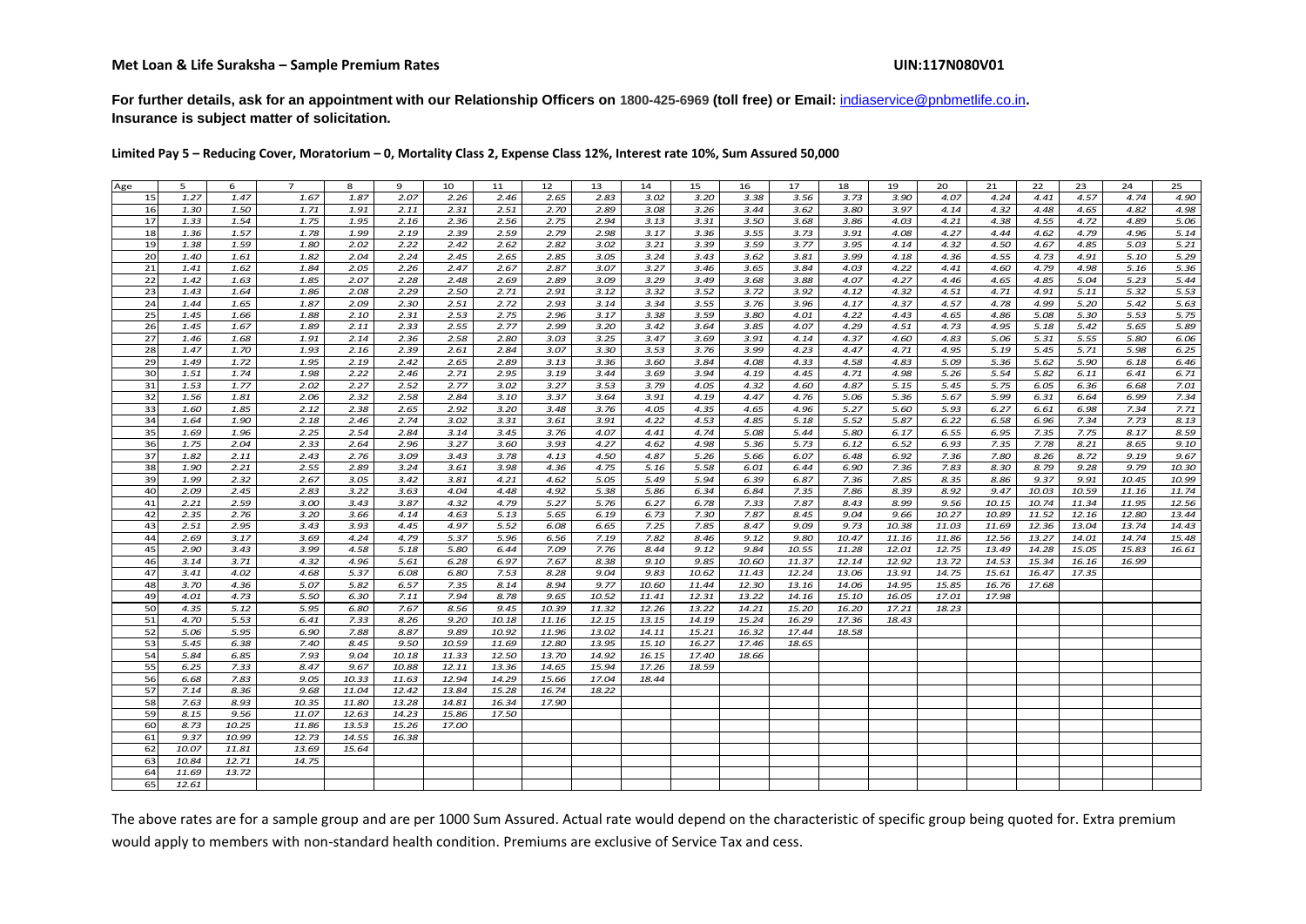**Met Loan & Life Suraksha – Sample Premium Rates** **UIN:117N080V01**

**For further details, ask for an appointment with our Relationship Officers on 1800-425-6969 (toll free) or Email: indiaservice@pnbmetlife.co.in.**
**Insurance is subject matter of solicitation.**

**Limited Pay 5 – Reducing Cover, Moratorium – 0, Mortality Class 2, Expense Class 12%, Interest rate 10%, Sum Assured 50,000**

| Age | 5 | 6 | 7 | 8 | 9 | 10 | 11 | 12 | 13 | 14 | 15 | 16 | 17 | 18 | 19 | 20 | 21 | 22 | 23 | 24 | 25 |
|---|---|---|---|---|---|---|---|---|---|---|---|---|---|---|---|---|---|---|---|---|---|
| 15 | 1.27 | 1.47 | 1.67 | 1.87 | 2.07 | 2.26 | 2.46 | 2.65 | 2.83 | 3.02 | 3.20 | 3.38 | 3.56 | 3.73 | 3.90 | 4.07 | 4.24 | 4.41 | 4.57 | 4.74 | 4.90 |
| 16 | 1.30 | 1.50 | 1.71 | 1.91 | 2.11 | 2.31 | 2.51 | 2.70 | 2.89 | 3.08 | 3.26 | 3.44 | 3.62 | 3.80 | 3.97 | 4.14 | 4.32 | 4.48 | 4.65 | 4.82 | 4.98 |
| 17 | 1.33 | 1.54 | 1.75 | 1.95 | 2.16 | 2.36 | 2.56 | 2.75 | 2.94 | 3.13 | 3.31 | 3.50 | 3.68 | 3.86 | 4.03 | 4.21 | 4.38 | 4.55 | 4.72 | 4.89 | 5.06 |
| 18 | 1.36 | 1.57 | 1.78 | 1.99 | 2.19 | 2.39 | 2.59 | 2.79 | 2.98 | 3.17 | 3.36 | 3.55 | 3.73 | 3.91 | 4.08 | 4.27 | 4.44 | 4.62 | 4.79 | 4.96 | 5.14 |
| 19 | 1.38 | 1.59 | 1.80 | 2.02 | 2.22 | 2.42 | 2.62 | 2.82 | 3.02 | 3.21 | 3.39 | 3.59 | 3.77 | 3.95 | 4.14 | 4.32 | 4.50 | 4.67 | 4.85 | 5.03 | 5.21 |
| 20 | 1.40 | 1.61 | 1.82 | 2.04 | 2.24 | 2.45 | 2.65 | 2.85 | 3.05 | 3.24 | 3.43 | 3.62 | 3.81 | 3.99 | 4.18 | 4.36 | 4.55 | 4.73 | 4.91 | 5.10 | 5.29 |
| 21 | 1.41 | 1.62 | 1.84 | 2.05 | 2.26 | 2.47 | 2.67 | 2.87 | 3.07 | 3.27 | 3.46 | 3.65 | 3.84 | 4.03 | 4.22 | 4.41 | 4.60 | 4.79 | 4.98 | 5.16 | 5.36 |
| 22 | 1.42 | 1.63 | 1.85 | 2.07 | 2.28 | 2.48 | 2.69 | 2.89 | 3.09 | 3.29 | 3.49 | 3.68 | 3.88 | 4.07 | 4.27 | 4.46 | 4.65 | 4.85 | 5.04 | 5.23 | 5.44 |
| 23 | 1.43 | 1.64 | 1.86 | 2.08 | 2.29 | 2.50 | 2.71 | 2.91 | 3.12 | 3.32 | 3.52 | 3.72 | 3.92 | 4.12 | 4.32 | 4.51 | 4.71 | 4.91 | 5.11 | 5.32 | 5.53 |
| 24 | 1.44 | 1.65 | 1.87 | 2.09 | 2.30 | 2.51 | 2.72 | 2.93 | 3.14 | 3.34 | 3.55 | 3.76 | 3.96 | 4.17 | 4.37 | 4.57 | 4.78 | 4.99 | 5.20 | 5.42 | 5.63 |
| 25 | 1.45 | 1.66 | 1.88 | 2.10 | 2.31 | 2.53 | 2.75 | 2.96 | 3.17 | 3.38 | 3.59 | 3.80 | 4.01 | 4.22 | 4.43 | 4.65 | 4.86 | 5.08 | 5.30 | 5.53 | 5.75 |
| 26 | 1.45 | 1.67 | 1.89 | 2.11 | 2.33 | 2.55 | 2.77 | 2.99 | 3.20 | 3.42 | 3.64 | 3.85 | 4.07 | 4.29 | 4.51 | 4.73 | 4.95 | 5.18 | 5.42 | 5.65 | 5.89 |
| 27 | 1.46 | 1.68 | 1.91 | 2.14 | 2.36 | 2.58 | 2.80 | 3.03 | 3.25 | 3.47 | 3.69 | 3.91 | 4.14 | 4.37 | 4.60 | 4.83 | 5.06 | 5.31 | 5.55 | 5.80 | 6.06 |
| 28 | 1.47 | 1.70 | 1.93 | 2.16 | 2.39 | 2.61 | 2.84 | 3.07 | 3.30 | 3.53 | 3.76 | 3.99 | 4.23 | 4.47 | 4.71 | 4.95 | 5.19 | 5.45 | 5.71 | 5.98 | 6.25 |
| 29 | 1.49 | 1.72 | 1.95 | 2.19 | 2.42 | 2.65 | 2.89 | 3.13 | 3.36 | 3.60 | 3.84 | 4.08 | 4.33 | 4.58 | 4.83 | 5.09 | 5.36 | 5.62 | 5.90 | 6.18 | 6.46 |
| 30 | 1.51 | 1.74 | 1.98 | 2.22 | 2.46 | 2.71 | 2.95 | 3.19 | 3.44 | 3.69 | 3.94 | 4.19 | 4.45 | 4.71 | 4.98 | 5.26 | 5.54 | 5.82 | 6.11 | 6.41 | 6.71 |
| 31 | 1.53 | 1.77 | 2.02 | 2.27 | 2.52 | 2.77 | 3.02 | 3.27 | 3.53 | 3.79 | 4.05 | 4.32 | 4.60 | 4.87 | 5.15 | 5.45 | 5.75 | 6.05 | 6.36 | 6.68 | 7.01 |
| 32 | 1.56 | 1.81 | 2.06 | 2.32 | 2.58 | 2.84 | 3.10 | 3.37 | 3.64 | 3.91 | 4.19 | 4.47 | 4.76 | 5.06 | 5.36 | 5.67 | 5.99 | 6.31 | 6.64 | 6.99 | 7.34 |
| 33 | 1.60 | 1.85 | 2.12 | 2.38 | 2.65 | 2.92 | 3.20 | 3.48 | 3.76 | 4.05 | 4.35 | 4.65 | 4.96 | 5.27 | 5.60 | 5.93 | 6.27 | 6.61 | 6.98 | 7.34 | 7.71 |
| 34 | 1.64 | 1.90 | 2.18 | 2.46 | 2.74 | 3.02 | 3.31 | 3.61 | 3.91 | 4.22 | 4.53 | 4.85 | 5.18 | 5.52 | 5.87 | 6.22 | 6.58 | 6.96 | 7.34 | 7.73 | 8.13 |
| 35 | 1.69 | 1.96 | 2.25 | 2.54 | 2.84 | 3.14 | 3.45 | 3.76 | 4.07 | 4.41 | 4.74 | 5.08 | 5.44 | 5.80 | 6.17 | 6.55 | 6.95 | 7.35 | 7.75 | 8.17 | 8.59 |
| 36 | 1.75 | 2.04 | 2.33 | 2.64 | 2.96 | 3.27 | 3.60 | 3.93 | 4.27 | 4.62 | 4.98 | 5.36 | 5.73 | 6.12 | 6.52 | 6.93 | 7.35 | 7.78 | 8.21 | 8.65 | 9.10 |
| 37 | 1.82 | 2.11 | 2.43 | 2.76 | 3.09 | 3.43 | 3.78 | 4.13 | 4.50 | 4.87 | 5.26 | 5.66 | 6.07 | 6.48 | 6.92 | 7.36 | 7.80 | 8.26 | 8.72 | 9.19 | 9.67 |
| 38 | 1.90 | 2.21 | 2.55 | 2.89 | 3.24 | 3.61 | 3.98 | 4.36 | 4.75 | 5.16 | 5.58 | 6.01 | 6.44 | 6.90 | 7.36 | 7.83 | 8.30 | 8.79 | 9.28 | 9.79 | 10.30 |
| 39 | 1.99 | 2.32 | 2.67 | 3.05 | 3.42 | 3.81 | 4.21 | 4.62 | 5.05 | 5.49 | 5.94 | 6.39 | 6.87 | 7.36 | 7.85 | 8.35 | 8.86 | 9.37 | 9.91 | 10.45 | 10.99 |
| 40 | 2.09 | 2.45 | 2.83 | 3.22 | 3.63 | 4.04 | 4.48 | 4.92 | 5.38 | 5.86 | 6.34 | 6.84 | 7.35 | 7.86 | 8.39 | 8.92 | 9.47 | 10.03 | 10.59 | 11.16 | 11.74 |
| 41 | 2.21 | 2.59 | 3.00 | 3.43 | 3.87 | 4.32 | 4.79 | 5.27 | 5.76 | 6.27 | 6.78 | 7.33 | 7.87 | 8.43 | 8.99 | 9.56 | 10.15 | 10.74 | 11.34 | 11.95 | 12.56 |
| 42 | 2.35 | 2.76 | 3.20 | 3.66 | 4.14 | 4.63 | 5.13 | 5.65 | 6.19 | 6.73 | 7.30 | 7.87 | 8.45 | 9.04 | 9.66 | 10.27 | 10.89 | 11.52 | 12.16 | 12.80 | 13.44 |
| 43 | 2.51 | 2.95 | 3.43 | 3.93 | 4.45 | 4.97 | 5.52 | 6.08 | 6.65 | 7.25 | 7.85 | 8.47 | 9.09 | 9.73 | 10.38 | 11.03 | 11.69 | 12.36 | 13.04 | 13.74 | 14.43 |
| 44 | 2.69 | 3.17 | 3.69 | 4.24 | 4.79 | 5.37 | 5.96 | 6.56 | 7.19 | 7.82 | 8.46 | 9.12 | 9.80 | 10.47 | 11.16 | 11.86 | 12.56 | 13.27 | 14.01 | 14.74 | 15.48 |
| 45 | 2.90 | 3.43 | 3.99 | 4.58 | 5.18 | 5.80 | 6.44 | 7.09 | 7.76 | 8.44 | 9.12 | 9.84 | 10.55 | 11.28 | 12.01 | 12.75 | 13.49 | 14.28 | 15.05 | 15.83 | 16.61 |
| 46 | 3.14 | 3.71 | 4.32 | 4.96 | 5.61 | 6.28 | 6.97 | 7.67 | 8.38 | 9.10 | 9.85 | 10.60 | 11.37 | 12.14 | 12.92 | 13.72 | 14.53 | 15.34 | 16.16 | 16.99 | |
| 47 | 3.41 | 4.02 | 4.68 | 5.37 | 6.08 | 6.80 | 7.53 | 8.28 | 9.04 | 9.83 | 10.62 | 11.43 | 12.24 | 13.06 | 13.91 | 14.75 | 15.61 | 16.47 | 17.35 | | |
| 48 | 3.70 | 4.36 | 5.07 | 5.82 | 6.57 | 7.35 | 8.14 | 8.94 | 9.77 | 10.60 | 11.44 | 12.30 | 13.16 | 14.06 | 14.95 | 15.85 | 16.76 | 17.68 | | | |
| 49 | 4.01 | 4.73 | 5.50 | 6.30 | 7.11 | 7.94 | 8.78 | 9.65 | 10.52 | 11.41 | 12.31 | 13.22 | 14.16 | 15.10 | 16.05 | 17.01 | 17.98 | | | | |
| 50 | 4.35 | 5.12 | 5.95 | 6.80 | 7.67 | 8.56 | 9.45 | 10.39 | 11.32 | 12.26 | 13.22 | 14.21 | 15.20 | 16.20 | 17.21 | 18.23 | | | | | |
| 51 | 4.70 | 5.53 | 6.41 | 7.33 | 8.26 | 9.20 | 10.18 | 11.16 | 12.15 | 13.15 | 14.19 | 15.24 | 16.29 | 17.36 | 18.43 | | | | | | |
| 52 | 5.06 | 5.95 | 6.90 | 7.88 | 8.87 | 9.89 | 10.92 | 11.96 | 13.02 | 14.11 | 15.21 | 16.32 | 17.44 | 18.58 | | | | | | | |
| 53 | 5.45 | 6.38 | 7.40 | 8.45 | 9.50 | 10.59 | 11.69 | 12.80 | 13.95 | 15.10 | 16.27 | 17.46 | 18.65 | | | | | | | | |
| 54 | 5.84 | 6.85 | 7.93 | 9.04 | 10.18 | 11.33 | 12.50 | 13.70 | 14.92 | 16.15 | 17.40 | 18.66 | | | | | | | | | |
| 55 | 6.25 | 7.33 | 8.47 | 9.67 | 10.88 | 12.11 | 13.36 | 14.65 | 15.94 | 17.26 | 18.59 | | | | | | | | | | |
| 56 | 6.68 | 7.83 | 9.05 | 10.33 | 11.63 | 12.94 | 14.29 | 15.66 | 17.04 | 18.44 | | | | | | | | | | | |
| 57 | 7.14 | 8.36 | 9.68 | 11.04 | 12.42 | 13.84 | 15.28 | 16.74 | 18.22 | | | | | | | | | | | | |
| 58 | 7.63 | 8.93 | 10.35 | 11.80 | 13.28 | 14.81 | 16.34 | 17.90 | | | | | | | | | | | | | |
| 59 | 8.15 | 9.56 | 11.07 | 12.63 | 14.23 | 15.86 | 17.50 | | | | | | | | | | | | | | |
| 60 | 8.73 | 10.25 | 11.86 | 13.53 | 15.26 | 17.00 | | | | | | | | | | | | | | | |
| 61 | 9.37 | 10.99 | 12.73 | 14.55 | 16.38 | | | | | | | | | | | | | | | | |
| 62 | 10.07 | 11.81 | 13.69 | 15.64 | | | | | | | | | | | | | | | | | |
| 63 | 10.84 | 12.71 | 14.75 | | | | | | | | | | | | | | | | | | |
| 64 | 11.69 | 13.72 | | | | | | | | | | | | | | | | | | | |
| 65 | 12.61 | | | | | | | | | | | | | | | | | | | | |

The above rates are for a sample group and are per 1000 Sum Assured. Actual rate would depend on the characteristic of specific group being quoted for. Extra premium would apply to members with non-standard health condition. Premiums are exclusive of Service Tax and cess.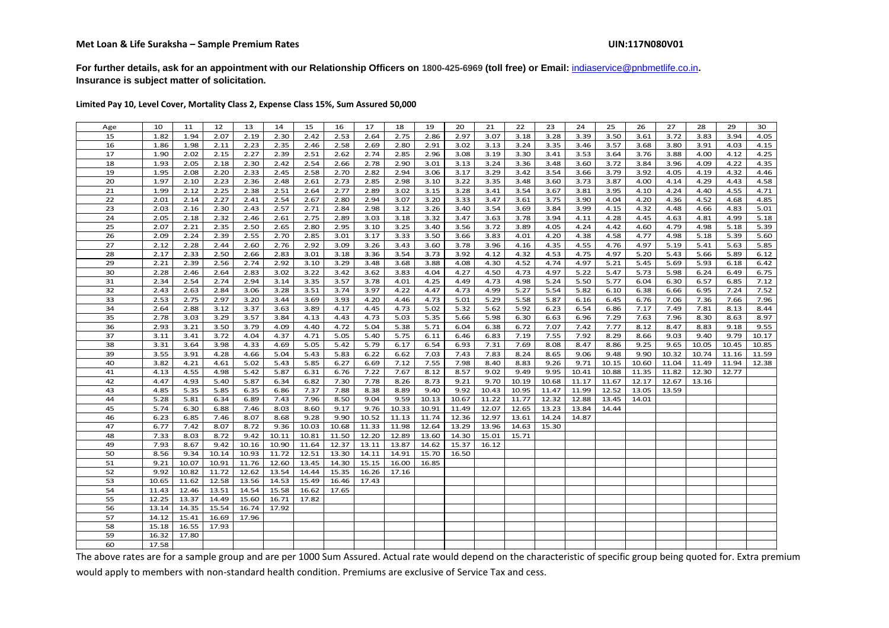**Met Loan & Life Suraksha – Sample Premium Rates** **UIN:117N080V01**

**For further details, ask for an appointment with our Relationship Officers on 1800-425-6969 (toll free) or Email: indiaservice@pnbmetlife.co.in. Insurance is subject matter of solicitation.**

**Limited Pay 10, Level Cover, Mortality Class 2, Expense Class 15%, Sum Assured 50,000**

| Age | 10 | 11 | 12 | 13 | 14 | 15 | 16 | 17 | 18 | 19 | 20 | 21 | 22 | 23 | 24 | 25 | 26 | 27 | 28 | 29 | 30 |
|---|---|---|---|---|---|---|---|---|---|---|---|---|---|---|---|---|---|---|---|---|---|
| 15 | 1.82 | 1.94 | 2.07 | 2.19 | 2.30 | 2.42 | 2.53 | 2.64 | 2.75 | 2.86 | 2.97 | 3.07 | 3.18 | 3.28 | 3.39 | 3.50 | 3.61 | 3.72 | 3.83 | 3.94 | 4.05 |
| 16 | 1.86 | 1.98 | 2.11 | 2.23 | 2.35 | 2.46 | 2.58 | 2.69 | 2.80 | 2.91 | 3.02 | 3.13 | 3.24 | 3.35 | 3.46 | 3.57 | 3.68 | 3.80 | 3.91 | 4.03 | 4.15 |
| 17 | 1.90 | 2.02 | 2.15 | 2.27 | 2.39 | 2.51 | 2.62 | 2.74 | 2.85 | 2.96 | 3.08 | 3.19 | 3.30 | 3.41 | 3.53 | 3.64 | 3.76 | 3.88 | 4.00 | 4.12 | 4.25 |
| 18 | 1.93 | 2.05 | 2.18 | 2.30 | 2.42 | 2.54 | 2.66 | 2.78 | 2.90 | 3.01 | 3.13 | 3.24 | 3.36 | 3.48 | 3.60 | 3.72 | 3.84 | 3.96 | 4.09 | 4.22 | 4.35 |
| 19 | 1.95 | 2.08 | 2.20 | 2.33 | 2.45 | 2.58 | 2.70 | 2.82 | 2.94 | 3.06 | 3.17 | 3.29 | 3.42 | 3.54 | 3.66 | 3.79 | 3.92 | 4.05 | 4.19 | 4.32 | 4.46 |
| 20 | 1.97 | 2.10 | 2.23 | 2.36 | 2.48 | 2.61 | 2.73 | 2.85 | 2.98 | 3.10 | 3.22 | 3.35 | 3.48 | 3.60 | 3.73 | 3.87 | 4.00 | 4.14 | 4.29 | 4.43 | 4.58 |
| 21 | 1.99 | 2.12 | 2.25 | 2.38 | 2.51 | 2.64 | 2.77 | 2.89 | 3.02 | 3.15 | 3.28 | 3.41 | 3.54 | 3.67 | 3.81 | 3.95 | 4.10 | 4.24 | 4.40 | 4.55 | 4.71 |
| 22 | 2.01 | 2.14 | 2.27 | 2.41 | 2.54 | 2.67 | 2.80 | 2.94 | 3.07 | 3.20 | 3.33 | 3.47 | 3.61 | 3.75 | 3.90 | 4.04 | 4.20 | 4.36 | 4.52 | 4.68 | 4.85 |
| 23 | 2.03 | 2.16 | 2.30 | 2.43 | 2.57 | 2.71 | 2.84 | 2.98 | 3.12 | 3.26 | 3.40 | 3.54 | 3.69 | 3.84 | 3.99 | 4.15 | 4.32 | 4.48 | 4.66 | 4.83 | 5.01 |
| 24 | 2.05 | 2.18 | 2.32 | 2.46 | 2.61 | 2.75 | 2.89 | 3.03 | 3.18 | 3.32 | 3.47 | 3.63 | 3.78 | 3.94 | 4.11 | 4.28 | 4.45 | 4.63 | 4.81 | 4.99 | 5.18 |
| 25 | 2.07 | 2.21 | 2.35 | 2.50 | 2.65 | 2.80 | 2.95 | 3.10 | 3.25 | 3.40 | 3.56 | 3.72 | 3.89 | 4.05 | 4.24 | 4.42 | 4.60 | 4.79 | 4.98 | 5.18 | 5.39 |
| 26 | 2.09 | 2.24 | 2.39 | 2.55 | 2.70 | 2.85 | 3.01 | 3.17 | 3.33 | 3.50 | 3.66 | 3.83 | 4.01 | 4.20 | 4.38 | 4.58 | 4.77 | 4.98 | 5.18 | 5.39 | 5.60 |
| 27 | 2.12 | 2.28 | 2.44 | 2.60 | 2.76 | 2.92 | 3.09 | 3.26 | 3.43 | 3.60 | 3.78 | 3.96 | 4.16 | 4.35 | 4.55 | 4.76 | 4.97 | 5.19 | 5.41 | 5.63 | 5.85 |
| 28 | 2.17 | 2.33 | 2.50 | 2.66 | 2.83 | 3.01 | 3.18 | 3.36 | 3.54 | 3.73 | 3.92 | 4.12 | 4.32 | 4.53 | 4.75 | 4.97 | 5.20 | 5.43 | 5.66 | 5.89 | 6.12 |
| 29 | 2.21 | 2.39 | 2.56 | 2.74 | 2.92 | 3.10 | 3.29 | 3.48 | 3.68 | 3.88 | 4.08 | 4.30 | 4.52 | 4.74 | 4.97 | 5.21 | 5.45 | 5.69 | 5.93 | 6.18 | 6.42 |
| 30 | 2.28 | 2.46 | 2.64 | 2.83 | 3.02 | 3.22 | 3.42 | 3.62 | 3.83 | 4.04 | 4.27 | 4.50 | 4.73 | 4.97 | 5.22 | 5.47 | 5.73 | 5.98 | 6.24 | 6.49 | 6.75 |
| 31 | 2.34 | 2.54 | 2.74 | 2.94 | 3.14 | 3.35 | 3.57 | 3.78 | 4.01 | 4.25 | 4.49 | 4.73 | 4.98 | 5.24 | 5.50 | 5.77 | 6.04 | 6.30 | 6.57 | 6.85 | 7.12 |
| 32 | 2.43 | 2.63 | 2.84 | 3.06 | 3.28 | 3.51 | 3.74 | 3.97 | 4.22 | 4.47 | 4.73 | 4.99 | 5.27 | 5.54 | 5.82 | 6.10 | 6.38 | 6.66 | 6.95 | 7.24 | 7.52 |
| 33 | 2.53 | 2.75 | 2.97 | 3.20 | 3.44 | 3.69 | 3.93 | 4.20 | 4.46 | 4.73 | 5.01 | 5.29 | 5.58 | 5.87 | 6.16 | 6.45 | 6.76 | 7.06 | 7.36 | 7.66 | 7.96 |
| 34 | 2.64 | 2.88 | 3.12 | 3.37 | 3.63 | 3.89 | 4.17 | 4.45 | 4.73 | 5.02 | 5.32 | 5.62 | 5.92 | 6.23 | 6.54 | 6.86 | 7.17 | 7.49 | 7.81 | 8.13 | 8.44 |
| 35 | 2.78 | 3.03 | 3.29 | 3.57 | 3.84 | 4.13 | 4.43 | 4.73 | 5.03 | 5.35 | 5.66 | 5.98 | 6.30 | 6.63 | 6.96 | 7.29 | 7.63 | 7.96 | 8.30 | 8.63 | 8.97 |
| 36 | 2.93 | 3.21 | 3.50 | 3.79 | 4.09 | 4.40 | 4.72 | 5.04 | 5.38 | 5.71 | 6.04 | 6.38 | 6.72 | 7.07 | 7.42 | 7.77 | 8.12 | 8.47 | 8.83 | 9.18 | 9.55 |
| 37 | 3.11 | 3.41 | 3.72 | 4.04 | 4.37 | 4.71 | 5.05 | 5.40 | 5.75 | 6.11 | 6.46 | 6.83 | 7.19 | 7.55 | 7.92 | 8.29 | 8.66 | 9.03 | 9.40 | 9.79 | 10.17 |
| 38 | 3.31 | 3.64 | 3.98 | 4.33 | 4.69 | 5.05 | 5.42 | 5.79 | 6.17 | 6.54 | 6.93 | 7.31 | 7.69 | 8.08 | 8.47 | 8.86 | 9.25 | 9.65 | 10.05 | 10.45 | 10.85 |
| 39 | 3.55 | 3.91 | 4.28 | 4.66 | 5.04 | 5.43 | 5.83 | 6.22 | 6.62 | 7.03 | 7.43 | 7.83 | 8.24 | 8.65 | 9.06 | 9.48 | 9.90 | 10.32 | 10.74 | 11.16 | 11.59 |
| 40 | 3.82 | 4.21 | 4.61 | 5.02 | 5.43 | 5.85 | 6.27 | 6.69 | 7.12 | 7.55 | 7.98 | 8.40 | 8.83 | 9.26 | 9.71 | 10.15 | 10.60 | 11.04 | 11.49 | 11.94 | 12.38 |
| 41 | 4.13 | 4.55 | 4.98 | 5.42 | 5.87 | 6.31 | 6.76 | 7.22 | 7.67 | 8.12 | 8.57 | 9.02 | 9.49 | 9.95 | 10.41 | 10.88 | 11.35 | 11.82 | 12.30 | 12.77 | |
| 42 | 4.47 | 4.93 | 5.40 | 5.87 | 6.34 | 6.82 | 7.30 | 7.78 | 8.26 | 8.73 | 9.21 | 9.70 | 10.19 | 10.68 | 11.17 | 11.67 | 12.17 | 12.67 | 13.16 | | |
| 43 | 4.85 | 5.35 | 5.85 | 6.35 | 6.86 | 7.37 | 7.88 | 8.38 | 8.89 | 9.40 | 9.92 | 10.43 | 10.95 | 11.47 | 11.99 | 12.52 | 13.05 | 13.59 | | | |
| 44 | 5.28 | 5.81 | 6.34 | 6.89 | 7.43 | 7.96 | 8.50 | 9.04 | 9.59 | 10.13 | 10.67 | 11.22 | 11.77 | 12.32 | 12.88 | 13.45 | 14.01 | | | | |
| 45 | 5.74 | 6.30 | 6.88 | 7.46 | 8.03 | 8.60 | 9.17 | 9.76 | 10.33 | 10.91 | 11.49 | 12.07 | 12.65 | 13.23 | 13.84 | 14.44 | | | | | |
| 46 | 6.23 | 6.85 | 7.46 | 8.07 | 8.68 | 9.28 | 9.90 | 10.52 | 11.13 | 11.74 | 12.36 | 12.97 | 13.61 | 14.24 | 14.87 | | | | | | |
| 47 | 6.77 | 7.42 | 8.07 | 8.72 | 9.36 | 10.03 | 10.68 | 11.33 | 11.98 | 12.64 | 13.29 | 13.96 | 14.63 | 15.30 | | | | | | | |
| 48 | 7.33 | 8.03 | 8.72 | 9.42 | 10.11 | 10.81 | 11.50 | 12.20 | 12.89 | 13.60 | 14.30 | 15.01 | 15.71 | | | | | | | | |
| 49 | 7.93 | 8.67 | 9.42 | 10.16 | 10.90 | 11.64 | 12.37 | 13.11 | 13.87 | 14.62 | 15.37 | 16.12 | | | | | | | | | |
| 50 | 8.56 | 9.34 | 10.14 | 10.93 | 11.72 | 12.51 | 13.30 | 14.11 | 14.91 | 15.70 | 16.50 | | | | | | | | | | |
| 51 | 9.21 | 10.07 | 10.91 | 11.76 | 12.60 | 13.45 | 14.30 | 15.15 | 16.00 | 16.85 | | | | | | | | | | | |
| 52 | 9.92 | 10.82 | 11.72 | 12.62 | 13.54 | 14.44 | 15.35 | 16.26 | 17.16 | | | | | | | | | | | | |
| 53 | 10.65 | 11.62 | 12.58 | 13.56 | 14.53 | 15.49 | 16.46 | 17.43 | | | | | | | | | | | | | |
| 54 | 11.43 | 12.46 | 13.51 | 14.54 | 15.58 | 16.62 | 17.65 | | | | | | | | | | | | | | |
| 55 | 12.25 | 13.37 | 14.49 | 15.60 | 16.71 | 17.82 | | | | | | | | | | | | | | | |
| 56 | 13.14 | 14.35 | 15.54 | 16.74 | 17.92 | | | | | | | | | | | | | | | | |
| 57 | 14.12 | 15.41 | 16.69 | 17.96 | | | | | | | | | | | | | | | | | |
| 58 | 15.18 | 16.55 | 17.93 | | | | | | | | | | | | | | | | | | |
| 59 | 16.32 | 17.80 | | | | | | | | | | | | | | | | | | | |
| 60 | 17.58 | | | | | | | | | | | | | | | | | | | | |

The above rates are for a sample group and are per 1000 Sum Assured. Actual rate would depend on the characteristic of specific group being quoted for. Extra premium would apply to members with non-standard health condition. Premiums are exclusive of Service Tax and cess.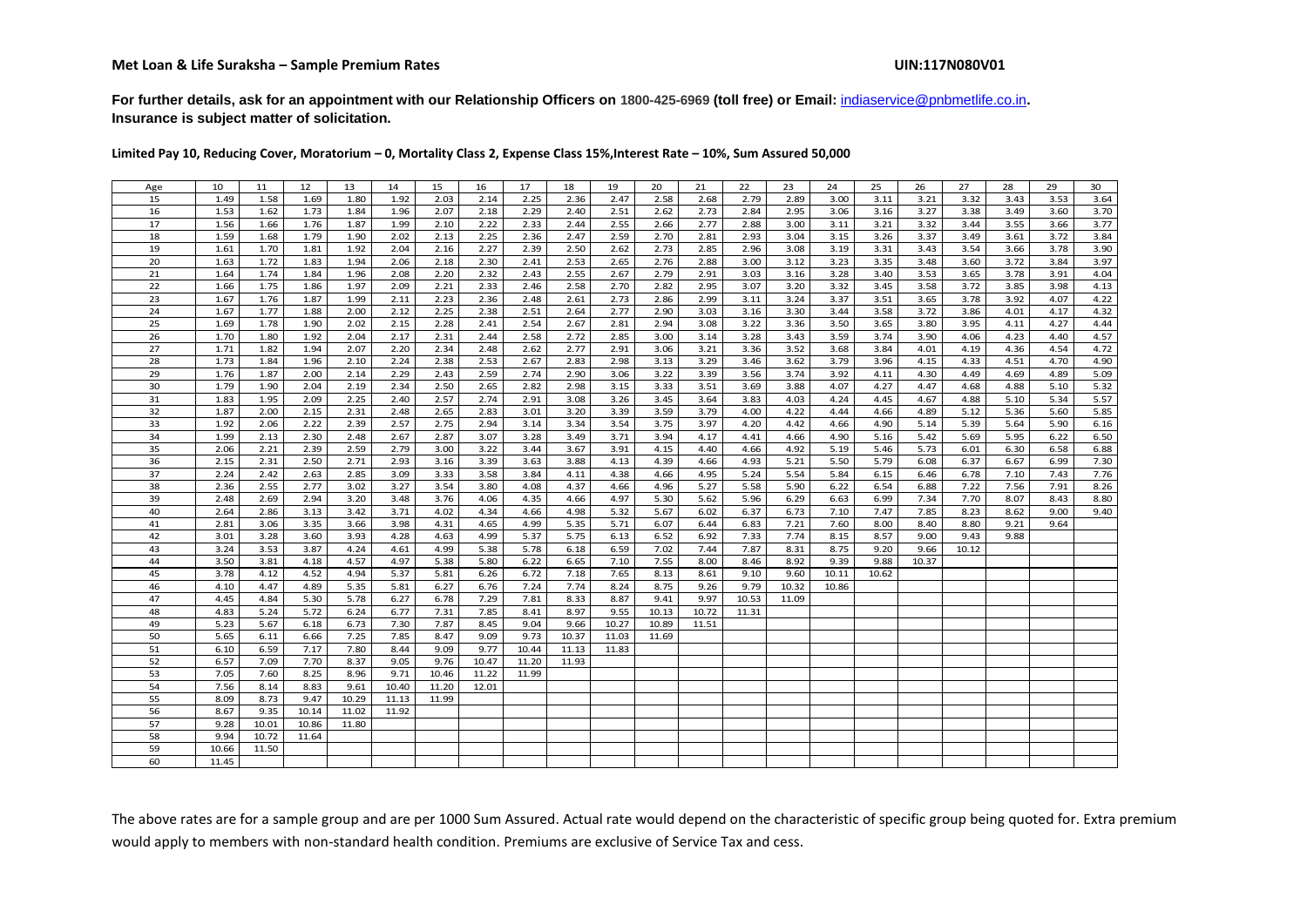**Met Loan & Life Suraksha – Sample Premium Rates** UIN:117N080V01

**For further details, ask for an appointment with our Relationship Officers on 1800-425-6969 (toll free) or Email: indiaservice@pnbmetlife.co.in. Insurance is subject matter of solicitation.**

**Limited Pay 10, Reducing Cover, Moratorium – 0, Mortality Class 2, Expense Class 15%,Interest Rate – 10%, Sum Assured 50,000**

| Age | 10 | 11 | 12 | 13 | 14 | 15 | 16 | 17 | 18 | 19 | 20 | 21 | 22 | 23 | 24 | 25 | 26 | 27 | 28 | 29 | 30 |
|---|---|---|---|---|---|---|---|---|---|---|---|---|---|---|---|---|---|---|---|---|---|
| 15 | 1.49 | 1.58 | 1.69 | 1.80 | 1.92 | 2.03 | 2.14 | 2.25 | 2.36 | 2.47 | 2.58 | 2.68 | 2.79 | 2.89 | 3.00 | 3.11 | 3.21 | 3.32 | 3.43 | 3.53 | 3.64 |
| 16 | 1.53 | 1.62 | 1.73 | 1.84 | 1.96 | 2.07 | 2.18 | 2.29 | 2.40 | 2.51 | 2.62 | 2.73 | 2.84 | 2.95 | 3.06 | 3.16 | 3.27 | 3.38 | 3.49 | 3.60 | 3.70 |
| 17 | 1.56 | 1.66 | 1.76 | 1.87 | 1.99 | 2.10 | 2.22 | 2.33 | 2.44 | 2.55 | 2.66 | 2.77 | 2.88 | 3.00 | 3.11 | 3.21 | 3.32 | 3.44 | 3.55 | 3.66 | 3.77 |
| 18 | 1.59 | 1.68 | 1.79 | 1.90 | 2.02 | 2.13 | 2.25 | 2.36 | 2.47 | 2.59 | 2.70 | 2.81 | 2.93 | 3.04 | 3.15 | 3.26 | 3.37 | 3.49 | 3.61 | 3.72 | 3.84 |
| 19 | 1.61 | 1.70 | 1.81 | 1.92 | 2.04 | 2.16 | 2.27 | 2.39 | 2.50 | 2.62 | 2.73 | 2.85 | 2.96 | 3.08 | 3.19 | 3.31 | 3.43 | 3.54 | 3.66 | 3.78 | 3.90 |
| 20 | 1.63 | 1.72 | 1.83 | 1.94 | 2.06 | 2.18 | 2.30 | 2.41 | 2.53 | 2.65 | 2.76 | 2.88 | 3.00 | 3.12 | 3.23 | 3.35 | 3.48 | 3.60 | 3.72 | 3.84 | 3.97 |
| 21 | 1.64 | 1.74 | 1.84 | 1.96 | 2.08 | 2.20 | 2.32 | 2.43 | 2.55 | 2.67 | 2.79 | 2.91 | 3.03 | 3.16 | 3.28 | 3.40 | 3.53 | 3.65 | 3.78 | 3.91 | 4.04 |
| 22 | 1.66 | 1.75 | 1.86 | 1.97 | 2.09 | 2.21 | 2.33 | 2.46 | 2.58 | 2.70 | 2.82 | 2.95 | 3.07 | 3.20 | 3.32 | 3.45 | 3.58 | 3.72 | 3.85 | 3.98 | 4.13 |
| 23 | 1.67 | 1.76 | 1.87 | 1.99 | 2.11 | 2.23 | 2.36 | 2.48 | 2.61 | 2.73 | 2.86 | 2.99 | 3.11 | 3.24 | 3.37 | 3.51 | 3.65 | 3.78 | 3.92 | 4.07 | 4.22 |
| 24 | 1.67 | 1.77 | 1.88 | 2.00 | 2.12 | 2.25 | 2.38 | 2.51 | 2.64 | 2.77 | 2.90 | 3.03 | 3.16 | 3.30 | 3.44 | 3.58 | 3.72 | 3.86 | 4.01 | 4.17 | 4.32 |
| 25 | 1.69 | 1.78 | 1.90 | 2.02 | 2.15 | 2.28 | 2.41 | 2.54 | 2.67 | 2.81 | 2.94 | 3.08 | 3.22 | 3.36 | 3.50 | 3.65 | 3.80 | 3.95 | 4.11 | 4.27 | 4.44 |
| 26 | 1.70 | 1.80 | 1.92 | 2.04 | 2.17 | 2.31 | 2.44 | 2.58 | 2.72 | 2.85 | 3.00 | 3.14 | 3.28 | 3.43 | 3.59 | 3.74 | 3.90 | 4.06 | 4.23 | 4.40 | 4.57 |
| 27 | 1.71 | 1.82 | 1.94 | 2.07 | 2.20 | 2.34 | 2.48 | 2.62 | 2.77 | 2.91 | 3.06 | 3.21 | 3.36 | 3.52 | 3.68 | 3.84 | 4.01 | 4.19 | 4.36 | 4.54 | 4.72 |
| 28 | 1.73 | 1.84 | 1.96 | 2.10 | 2.24 | 2.38 | 2.53 | 2.67 | 2.83 | 2.98 | 3.13 | 3.29 | 3.46 | 3.62 | 3.79 | 3.96 | 4.15 | 4.33 | 4.51 | 4.70 | 4.90 |
| 29 | 1.76 | 1.87 | 2.00 | 2.14 | 2.29 | 2.43 | 2.59 | 2.74 | 2.90 | 3.06 | 3.22 | 3.39 | 3.56 | 3.74 | 3.92 | 4.11 | 4.30 | 4.49 | 4.69 | 4.89 | 5.09 |
| 30 | 1.79 | 1.90 | 2.04 | 2.19 | 2.34 | 2.50 | 2.65 | 2.82 | 2.98 | 3.15 | 3.33 | 3.51 | 3.69 | 3.88 | 4.07 | 4.27 | 4.47 | 4.68 | 4.88 | 5.10 | 5.32 |
| 31 | 1.83 | 1.95 | 2.09 | 2.25 | 2.40 | 2.57 | 2.74 | 2.91 | 3.08 | 3.26 | 3.45 | 3.64 | 3.83 | 4.03 | 4.24 | 4.45 | 4.67 | 4.88 | 5.10 | 5.34 | 5.57 |
| 32 | 1.87 | 2.00 | 2.15 | 2.31 | 2.48 | 2.65 | 2.83 | 3.01 | 3.20 | 3.39 | 3.59 | 3.79 | 4.00 | 4.22 | 4.44 | 4.66 | 4.89 | 5.12 | 5.36 | 5.60 | 5.85 |
| 33 | 1.92 | 2.06 | 2.22 | 2.39 | 2.57 | 2.75 | 2.94 | 3.14 | 3.34 | 3.54 | 3.75 | 3.97 | 4.20 | 4.42 | 4.66 | 4.90 | 5.14 | 5.39 | 5.64 | 5.90 | 6.16 |
| 34 | 1.99 | 2.13 | 2.30 | 2.48 | 2.67 | 2.87 | 3.07 | 3.28 | 3.49 | 3.71 | 3.94 | 4.17 | 4.41 | 4.66 | 4.90 | 5.16 | 5.42 | 5.69 | 5.95 | 6.22 | 6.50 |
| 35 | 2.06 | 2.21 | 2.39 | 2.59 | 2.79 | 3.00 | 3.22 | 3.44 | 3.67 | 3.91 | 4.15 | 4.40 | 4.66 | 4.92 | 5.19 | 5.46 | 5.73 | 6.01 | 6.30 | 6.58 | 6.88 |
| 36 | 2.15 | 2.31 | 2.50 | 2.71 | 2.93 | 3.16 | 3.39 | 3.63 | 3.88 | 4.13 | 4.39 | 4.66 | 4.93 | 5.21 | 5.50 | 5.79 | 6.08 | 6.37 | 6.67 | 6.99 | 7.30 |
| 37 | 2.24 | 2.42 | 2.63 | 2.85 | 3.09 | 3.33 | 3.58 | 3.84 | 4.11 | 4.38 | 4.66 | 4.95 | 5.24 | 5.54 | 5.84 | 6.15 | 6.46 | 6.78 | 7.10 | 7.43 | 7.76 |
| 38 | 2.36 | 2.55 | 2.77 | 3.02 | 3.27 | 3.54 | 3.80 | 4.08 | 4.37 | 4.66 | 4.96 | 5.27 | 5.58 | 5.90 | 6.22 | 6.54 | 6.88 | 7.22 | 7.56 | 7.91 | 8.26 |
| 39 | 2.48 | 2.69 | 2.94 | 3.20 | 3.48 | 3.76 | 4.06 | 4.35 | 4.66 | 4.97 | 5.30 | 5.62 | 5.96 | 6.29 | 6.63 | 6.99 | 7.34 | 7.70 | 8.07 | 8.43 | 8.80 |
| 40 | 2.64 | 2.86 | 3.13 | 3.42 | 3.71 | 4.02 | 4.34 | 4.66 | 4.98 | 5.32 | 5.67 | 6.02 | 6.37 | 6.73 | 7.10 | 7.47 | 7.85 | 8.23 | 8.62 | 9.00 | 9.40 |
| 41 | 2.81 | 3.06 | 3.35 | 3.66 | 3.98 | 4.31 | 4.65 | 4.99 | 5.35 | 5.71 | 6.07 | 6.44 | 6.83 | 7.21 | 7.60 | 8.00 | 8.40 | 8.80 | 9.21 | 9.64 | |
| 42 | 3.01 | 3.28 | 3.60 | 3.93 | 4.28 | 4.63 | 4.99 | 5.37 | 5.75 | 6.13 | 6.52 | 6.92 | 7.33 | 7.74 | 8.15 | 8.57 | 9.00 | 9.43 | 9.88 | | |
| 43 | 3.24 | 3.53 | 3.87 | 4.24 | 4.61 | 4.99 | 5.38 | 5.78 | 6.18 | 6.59 | 7.02 | 7.44 | 7.87 | 8.31 | 8.75 | 9.20 | 9.66 | 10.12 | | | |
| 44 | 3.50 | 3.81 | 4.18 | 4.57 | 4.97 | 5.38 | 5.80 | 6.22 | 6.65 | 7.10 | 7.55 | 8.00 | 8.46 | 8.92 | 9.39 | 9.88 | 10.37 | | | | |
| 45 | 3.78 | 4.12 | 4.52 | 4.94 | 5.37 | 5.81 | 6.26 | 6.72 | 7.18 | 7.65 | 8.13 | 8.61 | 9.10 | 9.60 | 10.11 | 10.62 | | | | | |
| 46 | 4.10 | 4.47 | 4.89 | 5.35 | 5.81 | 6.27 | 6.76 | 7.24 | 7.74 | 8.24 | 8.75 | 9.26 | 9.79 | 10.32 | 10.86 | | | | | | |
| 47 | 4.45 | 4.84 | 5.30 | 5.78 | 6.27 | 6.78 | 7.29 | 7.81 | 8.33 | 8.87 | 9.41 | 9.97 | 10.53 | 11.09 | | | | | | | |
| 48 | 4.83 | 5.24 | 5.72 | 6.24 | 6.77 | 7.31 | 7.85 | 8.41 | 8.97 | 9.55 | 10.13 | 10.72 | 11.31 | | | | | | | | |
| 49 | 5.23 | 5.67 | 6.18 | 6.73 | 7.30 | 7.87 | 8.45 | 9.04 | 9.66 | 10.27 | 10.89 | 11.51 | | | | | | | | | |
| 50 | 5.65 | 6.11 | 6.66 | 7.25 | 7.85 | 8.47 | 9.09 | 9.73 | 10.37 | 11.03 | 11.69 | | | | | | | | | | |
| 51 | 6.10 | 6.59 | 7.17 | 7.80 | 8.44 | 9.09 | 9.77 | 10.44 | 11.13 | 11.83 | | | | | | | | | | | |
| 52 | 6.57 | 7.09 | 7.70 | 8.37 | 9.05 | 9.76 | 10.47 | 11.20 | 11.93 | | | | | | | | | | | | |
| 53 | 7.05 | 7.60 | 8.25 | 8.96 | 9.71 | 10.46 | 11.22 | 11.99 | | | | | | | | | | | | | |
| 54 | 7.56 | 8.14 | 8.83 | 9.61 | 10.40 | 11.20 | 12.01 | | | | | | | | | | | | | | |
| 55 | 8.09 | 8.73 | 9.47 | 10.29 | 11.13 | 11.99 | | | | | | | | | | | | | | | |
| 56 | 8.67 | 9.35 | 10.14 | 11.02 | 11.92 | | | | | | | | | | | | | | | | |
| 57 | 9.28 | 10.01 | 10.86 | 11.80 | | | | | | | | | | | | | | | | | |
| 58 | 9.94 | 10.72 | 11.64 | | | | | | | | | | | | | | | | | | |
| 59 | 10.66 | 11.50 | | | | | | | | | | | | | | | | | | | |
| 60 | 11.45 | | | | | | | | | | | | | | | | | | | | |

The above rates are for a sample group and are per 1000 Sum Assured. Actual rate would depend on the characteristic of specific group being quoted for. Extra premium would apply to members with non-standard health condition. Premiums are exclusive of Service Tax and cess.